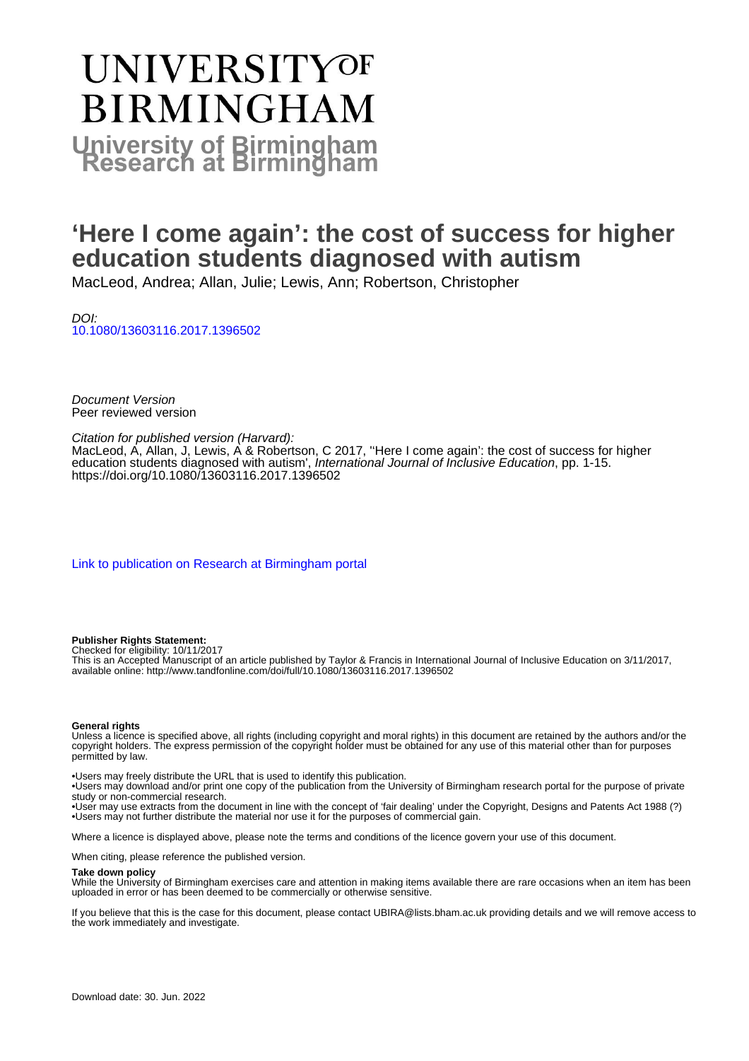# UNIVERSITY OF BIRMINGHAM

**University of Birmingham Research at Birmingham**

# 'Here I come again': the cost of success for higher education students diagnosed with autism

MacLeod, Andrea; Allan, Julie; Lewis, Ann; Robertson, Christopher

*DOI:*
10.1080/13603116.2017.1396502

*Document Version*
Peer reviewed version

*Citation for published version (Harvard):*
MacLeod, A, Allan, J, Lewis, A & Robertson, C 2017, ''Here I come again': the cost of success for higher education students diagnosed with autism', *International Journal of Inclusive Education*, pp. 1-15. https://doi.org/10.1080/13603116.2017.1396502

Link to publication on Research at Birmingham portal

**Publisher Rights Statement:**
Checked for eligibility: 10/11/2017
This is an Accepted Manuscript of an article published by Taylor & Francis in International Journal of Inclusive Education on 3/11/2017, available online: http://www.tandfonline.com/doi/full/10.1080/13603116.2017.1396502

**General rights**
Unless a licence is specified above, all rights (including copyright and moral rights) in this document are retained by the authors and/or the copyright holders. The express permission of the copyright holder must be obtained for any use of this material other than for purposes permitted by law.

•Users may freely distribute the URL that is used to identify this publication.
•Users may download and/or print one copy of the publication from the University of Birmingham research portal for the purpose of private study or non-commercial research.
•User may use extracts from the document in line with the concept of 'fair dealing' under the Copyright, Designs and Patents Act 1988 (?)
•Users may not further distribute the material nor use it for the purposes of commercial gain.

Where a licence is displayed above, please note the terms and conditions of the licence govern your use of this document.

When citing, please reference the published version.

**Take down policy**
While the University of Birmingham exercises care and attention in making items available there are rare occasions when an item has been uploaded in error or has been deemed to be commercially or otherwise sensitive.

If you believe that this is the case for this document, please contact UBIRA@lists.bham.ac.uk providing details and we will remove access to the work immediately and investigate.

Download date: 30. Jun. 2022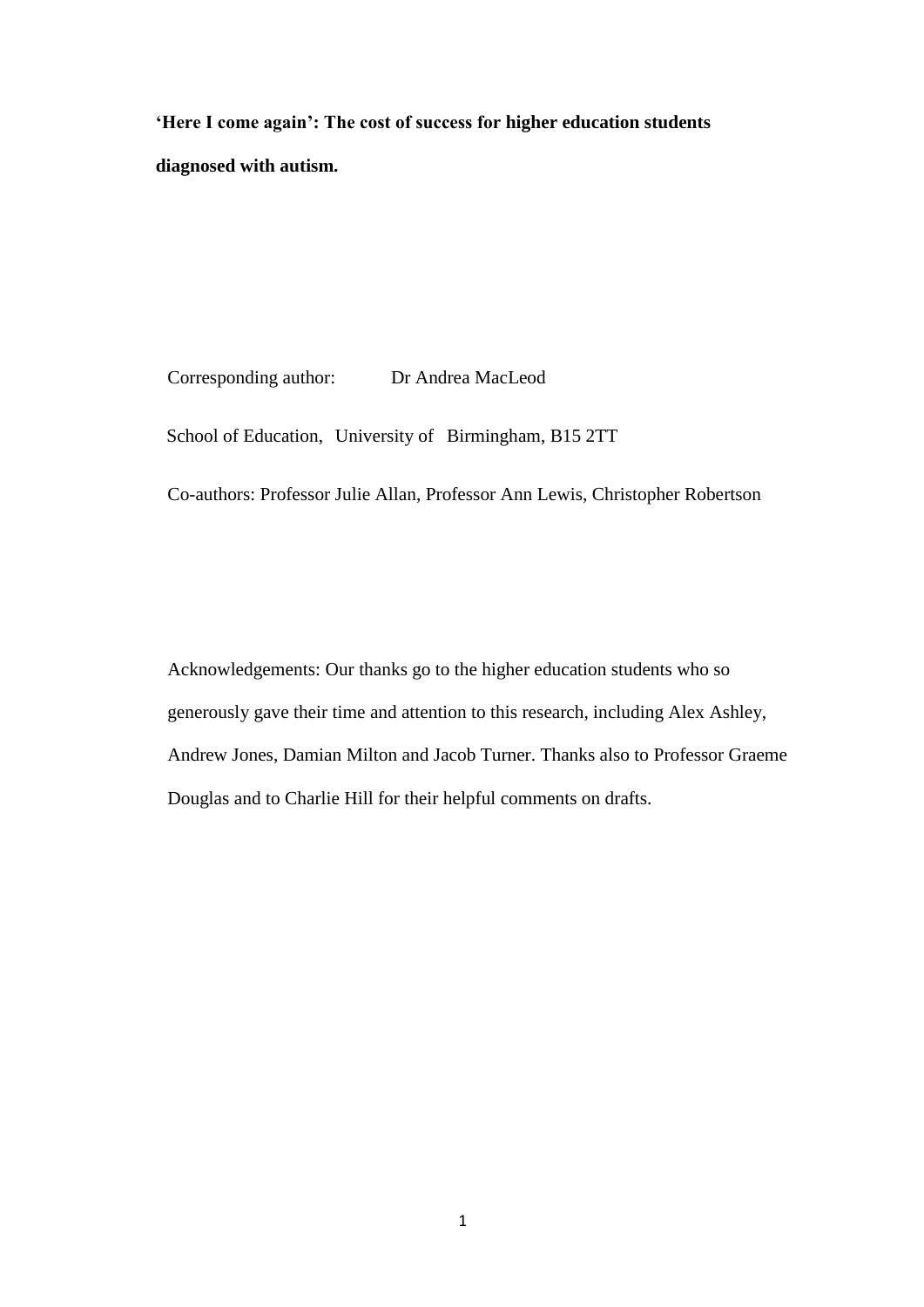**'Here I come again': The cost of success for higher education students diagnosed with autism.**

Corresponding author: Dr Andrea MacLeod

School of Education, University of Birmingham, B15 2TT

Co-authors: Professor Julie Allan, Professor Ann Lewis, Christopher Robertson

Acknowledgements: Our thanks go to the higher education students who so generously gave their time and attention to this research, including Alex Ashley, Andrew Jones, Damian Milton and Jacob Turner. Thanks also to Professor Graeme Douglas and to Charlie Hill for their helpful comments on drafts.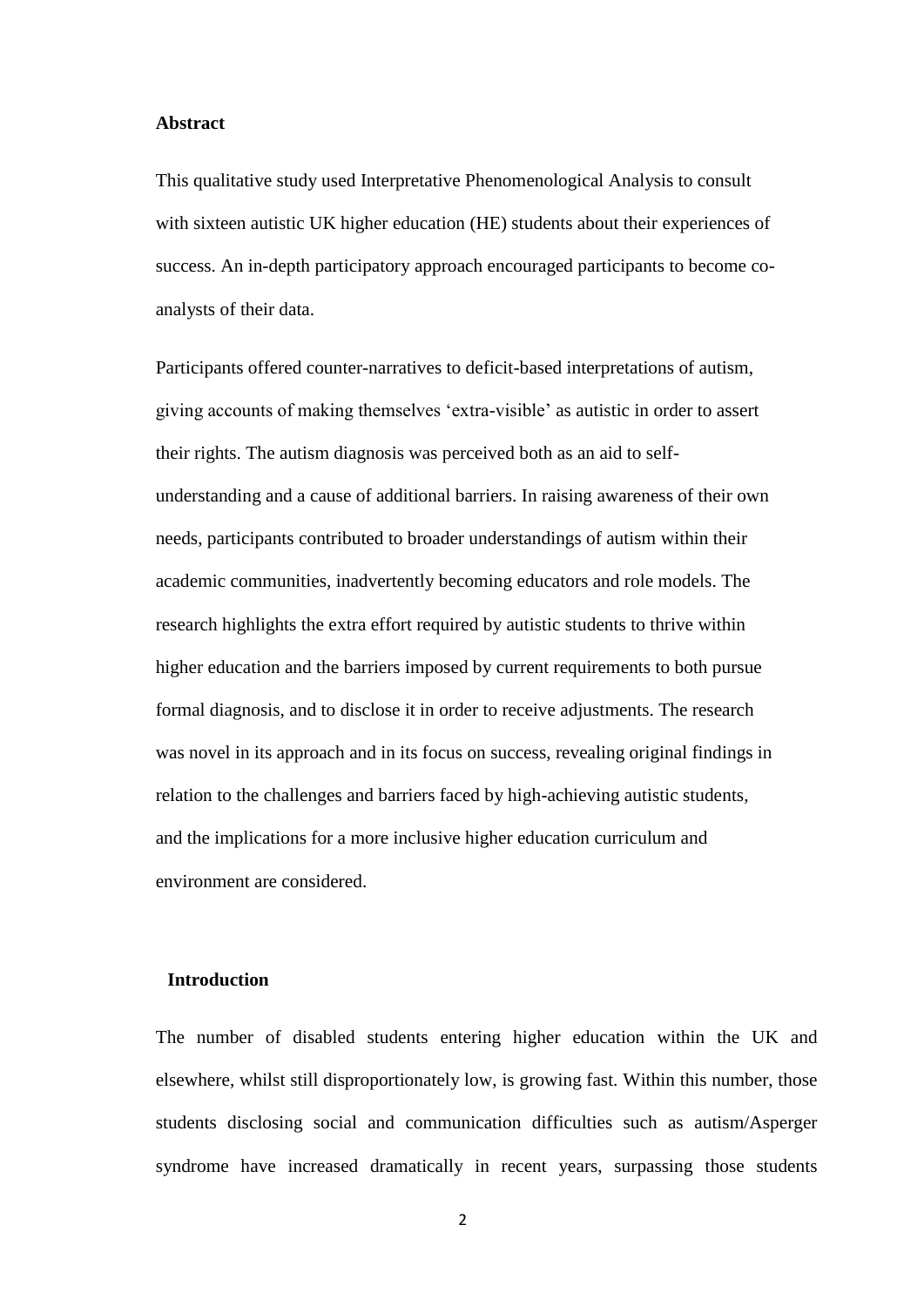## Abstract

This qualitative study used Interpretative Phenomenological Analysis to consult with sixteen autistic UK higher education (HE) students about their experiences of success. An in-depth participatory approach encouraged participants to become co-analysts of their data.

Participants offered counter-narratives to deficit-based interpretations of autism, giving accounts of making themselves 'extra-visible' as autistic in order to assert their rights. The autism diagnosis was perceived both as an aid to self-understanding and a cause of additional barriers. In raising awareness of their own needs, participants contributed to broader understandings of autism within their academic communities, inadvertently becoming educators and role models. The research highlights the extra effort required by autistic students to thrive within higher education and the barriers imposed by current requirements to both pursue formal diagnosis, and to disclose it in order to receive adjustments. The research was novel in its approach and in its focus on success, revealing original findings in relation to the challenges and barriers faced by high-achieving autistic students, and the implications for a more inclusive higher education curriculum and environment are considered.

## Introduction

The number of disabled students entering higher education within the UK and elsewhere, whilst still disproportionately low, is growing fast. Within this number, those students disclosing social and communication difficulties such as autism/Asperger syndrome have increased dramatically in recent years, surpassing those students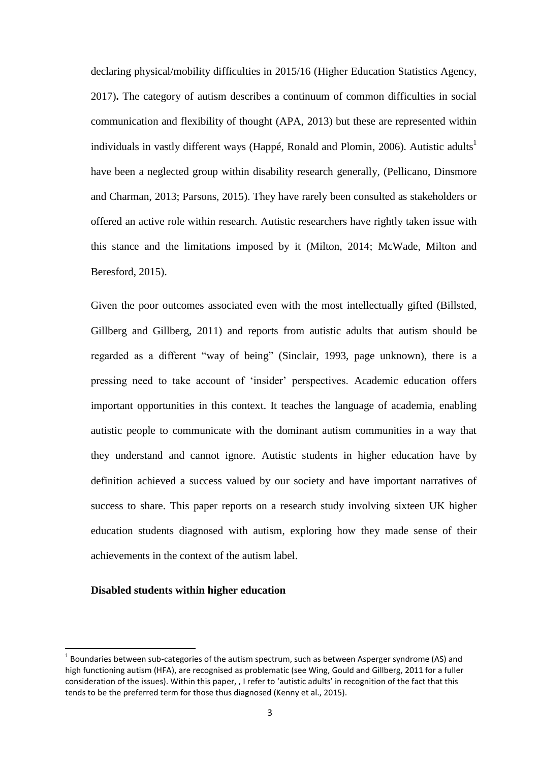declaring physical/mobility difficulties in 2015/16 (Higher Education Statistics Agency, 2017)**.** The category of autism describes a continuum of common difficulties in social communication and flexibility of thought (APA, 2013) but these are represented within individuals in vastly different ways (Happé, Ronald and Plomin, 2006). Autistic adults[1] have been a neglected group within disability research generally, (Pellicano, Dinsmore and Charman, 2013; Parsons, 2015). They have rarely been consulted as stakeholders or offered an active role within research. Autistic researchers have rightly taken issue with this stance and the limitations imposed by it (Milton, 2014; McWade, Milton and Beresford, 2015).

Given the poor outcomes associated even with the most intellectually gifted (Billsted, Gillberg and Gillberg, 2011) and reports from autistic adults that autism should be regarded as a different "way of being" (Sinclair, 1993, page unknown), there is a pressing need to take account of 'insider' perspectives. Academic education offers important opportunities in this context. It teaches the language of academia, enabling autistic people to communicate with the dominant autism communities in a way that they understand and cannot ignore. Autistic students in higher education have by definition achieved a success valued by our society and have important narratives of success to share. This paper reports on a research study involving sixteen UK higher education students diagnosed with autism, exploring how they made sense of their achievements in the context of the autism label.

**Disabled students within higher education**

[1] Boundaries between sub-categories of the autism spectrum, such as between Asperger syndrome (AS) and high functioning autism (HFA), are recognised as problematic (see Wing, Gould and Gillberg, 2011 for a fuller consideration of the issues). Within this paper, , I refer to 'autistic adults' in recognition of the fact that this tends to be the preferred term for those thus diagnosed (Kenny et al., 2015).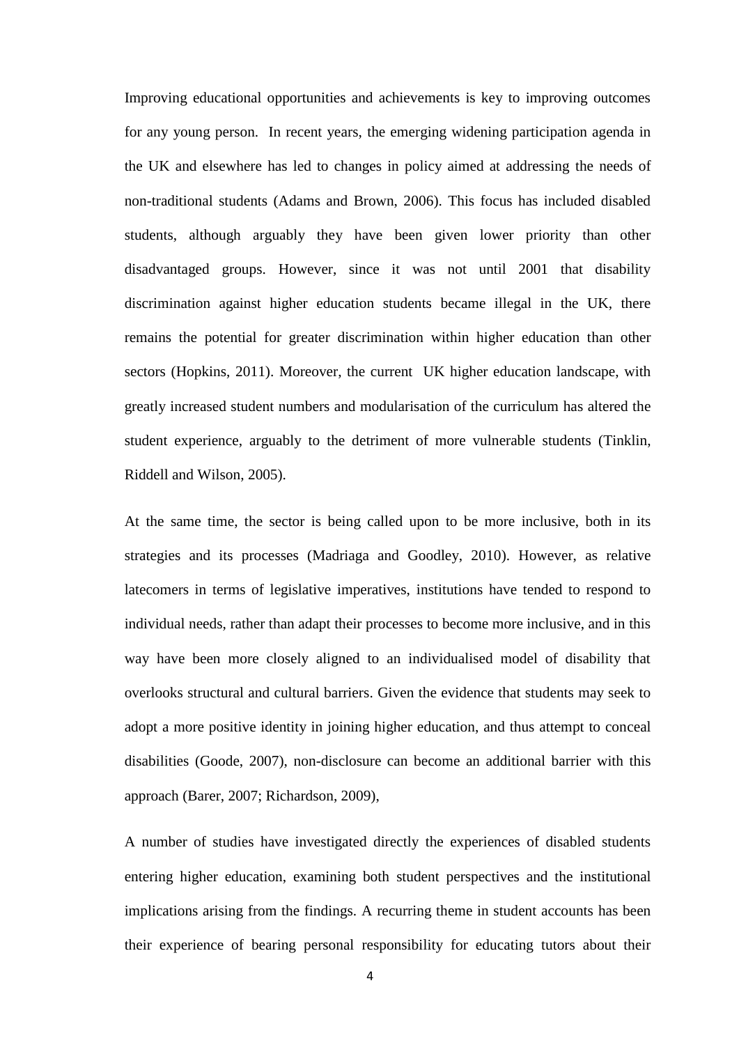Improving educational opportunities and achievements is key to improving outcomes for any young person. In recent years, the emerging widening participation agenda in the UK and elsewhere has led to changes in policy aimed at addressing the needs of non-traditional students (Adams and Brown, 2006). This focus has included disabled students, although arguably they have been given lower priority than other disadvantaged groups. However, since it was not until 2001 that disability discrimination against higher education students became illegal in the UK, there remains the potential for greater discrimination within higher education than other sectors (Hopkins, 2011). Moreover, the current UK higher education landscape, with greatly increased student numbers and modularisation of the curriculum has altered the student experience, arguably to the detriment of more vulnerable students (Tinklin, Riddell and Wilson, 2005).

At the same time, the sector is being called upon to be more inclusive, both in its strategies and its processes (Madriaga and Goodley, 2010). However, as relative latecomers in terms of legislative imperatives, institutions have tended to respond to individual needs, rather than adapt their processes to become more inclusive, and in this way have been more closely aligned to an individualised model of disability that overlooks structural and cultural barriers. Given the evidence that students may seek to adopt a more positive identity in joining higher education, and thus attempt to conceal disabilities (Goode, 2007), non-disclosure can become an additional barrier with this approach (Barer, 2007; Richardson, 2009),

A number of studies have investigated directly the experiences of disabled students entering higher education, examining both student perspectives and the institutional implications arising from the findings. A recurring theme in student accounts has been their experience of bearing personal responsibility for educating tutors about their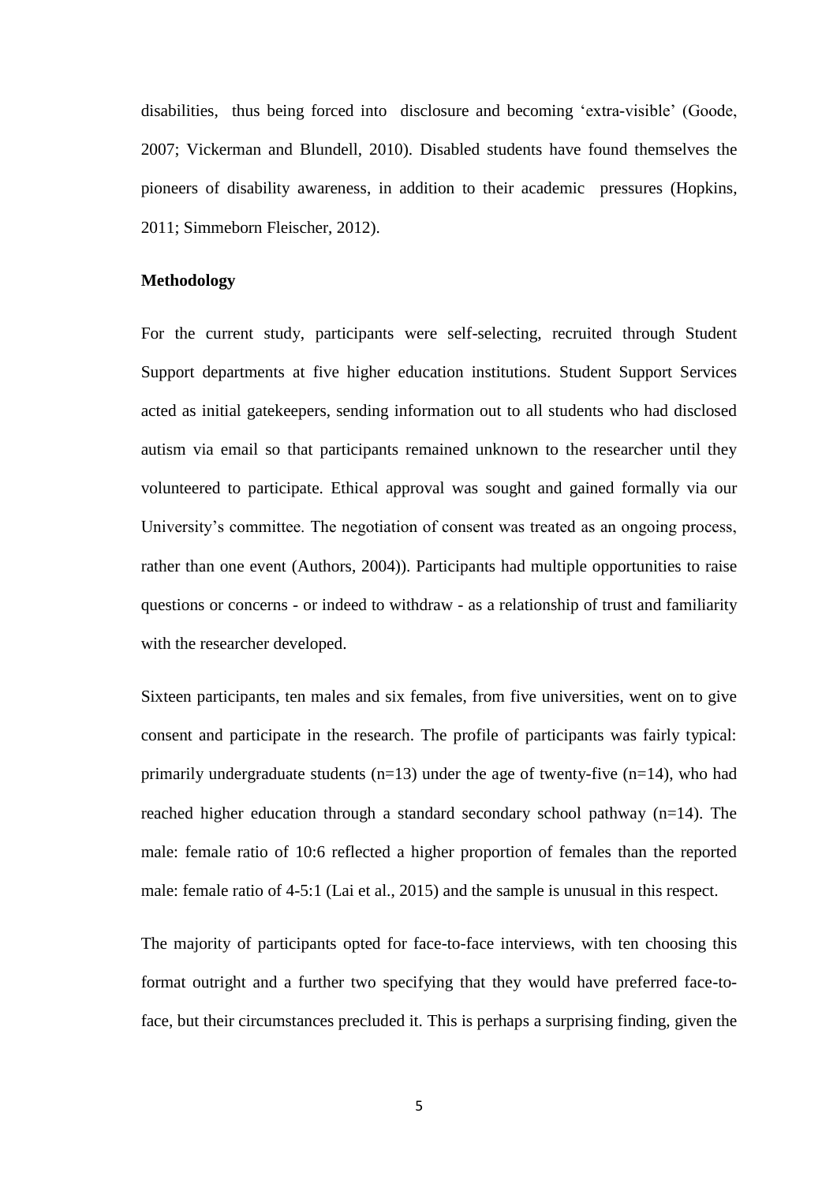disabilities, thus being forced into disclosure and becoming 'extra-visible' (Goode, 2007; Vickerman and Blundell, 2010). Disabled students have found themselves the pioneers of disability awareness, in addition to their academic pressures (Hopkins, 2011; Simmeborn Fleischer, 2012).

## Methodology

For the current study, participants were self-selecting, recruited through Student Support departments at five higher education institutions. Student Support Services acted as initial gatekeepers, sending information out to all students who had disclosed autism via email so that participants remained unknown to the researcher until they volunteered to participate. Ethical approval was sought and gained formally via our University's committee. The negotiation of consent was treated as an ongoing process, rather than one event (Authors, 2004)). Participants had multiple opportunities to raise questions or concerns - or indeed to withdraw - as a relationship of trust and familiarity with the researcher developed.

Sixteen participants, ten males and six females, from five universities, went on to give consent and participate in the research. The profile of participants was fairly typical: primarily undergraduate students (n=13) under the age of twenty-five (n=14), who had reached higher education through a standard secondary school pathway (n=14). The male: female ratio of 10:6 reflected a higher proportion of females than the reported male: female ratio of 4-5:1 (Lai et al., 2015) and the sample is unusual in this respect.

The majority of participants opted for face-to-face interviews, with ten choosing this format outright and a further two specifying that they would have preferred face-to-face, but their circumstances precluded it. This is perhaps a surprising finding, given the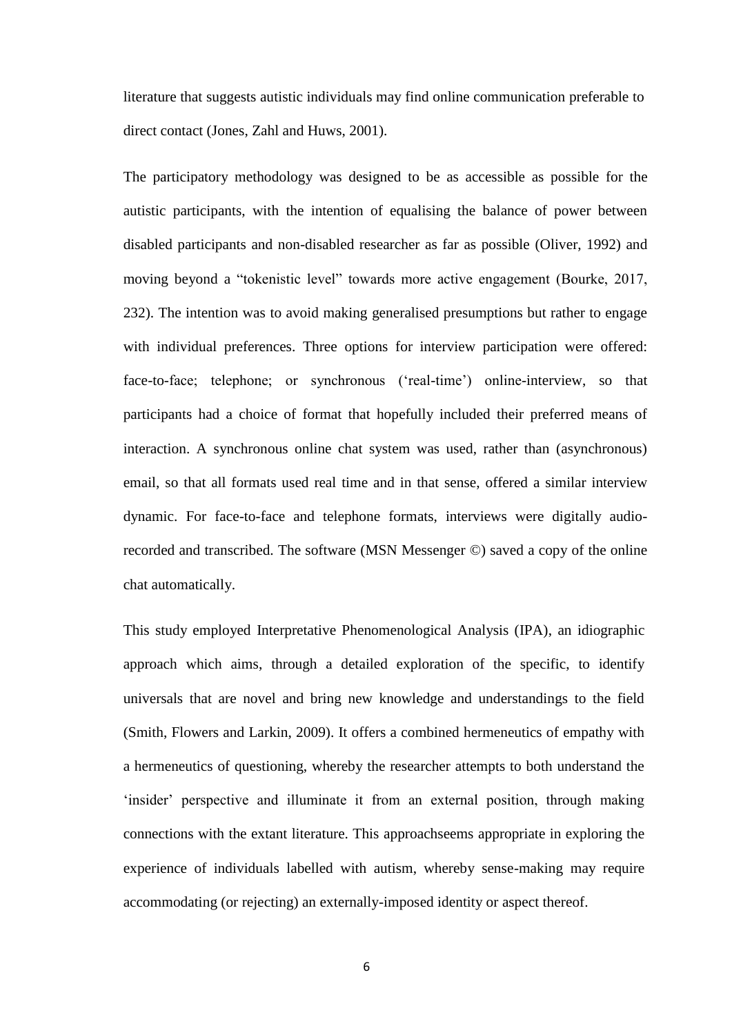literature that suggests autistic individuals may find online communication preferable to direct contact (Jones, Zahl and Huws, 2001).

The participatory methodology was designed to be as accessible as possible for the autistic participants, with the intention of equalising the balance of power between disabled participants and non-disabled researcher as far as possible (Oliver, 1992) and moving beyond a "tokenistic level" towards more active engagement (Bourke, 2017, 232). The intention was to avoid making generalised presumptions but rather to engage with individual preferences. Three options for interview participation were offered: face-to-face; telephone; or synchronous ('real-time') online-interview, so that participants had a choice of format that hopefully included their preferred means of interaction. A synchronous online chat system was used, rather than (asynchronous) email, so that all formats used real time and in that sense, offered a similar interview dynamic. For face-to-face and telephone formats, interviews were digitally audio-recorded and transcribed. The software (MSN Messenger ©) saved a copy of the online chat automatically.

This study employed Interpretative Phenomenological Analysis (IPA), an idiographic approach which aims, through a detailed exploration of the specific, to identify universals that are novel and bring new knowledge and understandings to the field (Smith, Flowers and Larkin, 2009). It offers a combined hermeneutics of empathy with a hermeneutics of questioning, whereby the researcher attempts to both understand the 'insider' perspective and illuminate it from an external position, through making connections with the extant literature. This approachseems appropriate in exploring the experience of individuals labelled with autism, whereby sense-making may require accommodating (or rejecting) an externally-imposed identity or aspect thereof.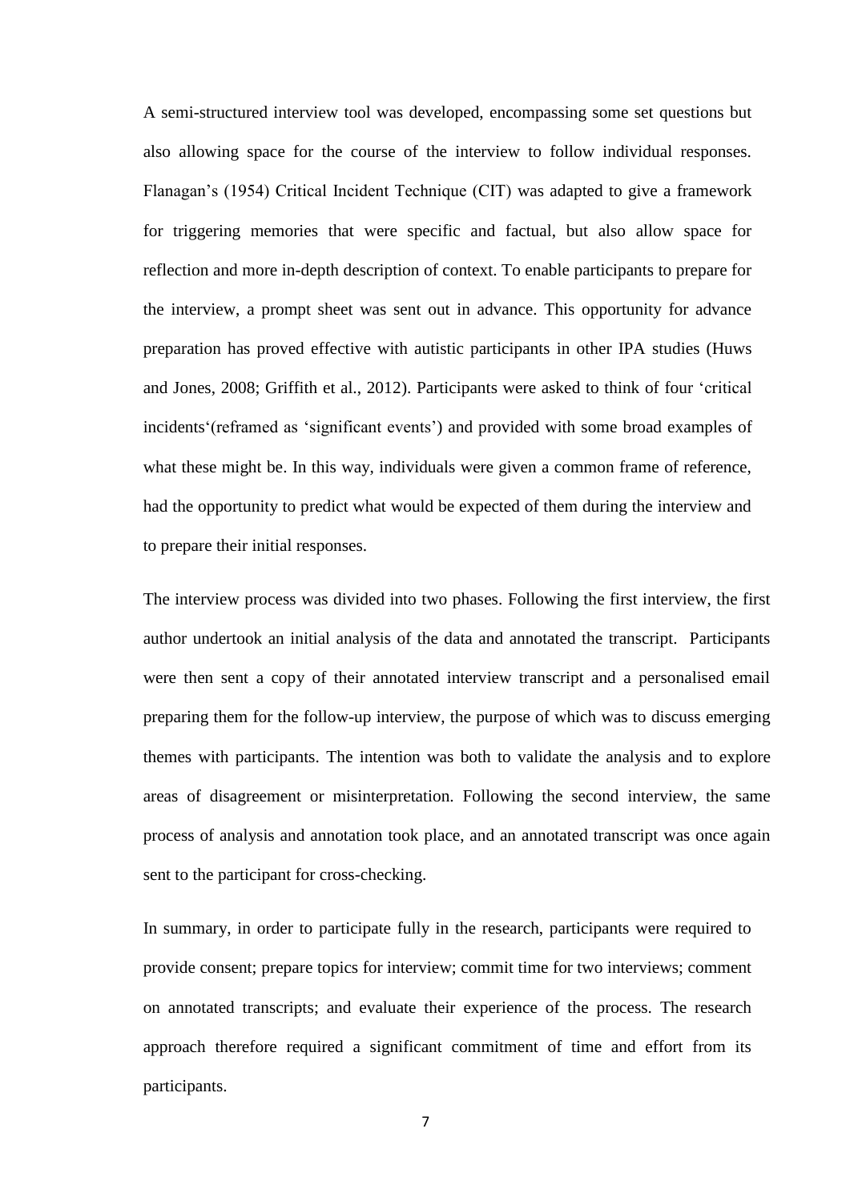A semi-structured interview tool was developed, encompassing some set questions but also allowing space for the course of the interview to follow individual responses. Flanagan's (1954) Critical Incident Technique (CIT) was adapted to give a framework for triggering memories that were specific and factual, but also allow space for reflection and more in-depth description of context. To enable participants to prepare for the interview, a prompt sheet was sent out in advance. This opportunity for advance preparation has proved effective with autistic participants in other IPA studies (Huws and Jones, 2008; Griffith et al., 2012). Participants were asked to think of four 'critical incidents'(reframed as 'significant events') and provided with some broad examples of what these might be. In this way, individuals were given a common frame of reference, had the opportunity to predict what would be expected of them during the interview and to prepare their initial responses.

The interview process was divided into two phases. Following the first interview, the first author undertook an initial analysis of the data and annotated the transcript. Participants were then sent a copy of their annotated interview transcript and a personalised email preparing them for the follow-up interview, the purpose of which was to discuss emerging themes with participants. The intention was both to validate the analysis and to explore areas of disagreement or misinterpretation. Following the second interview, the same process of analysis and annotation took place, and an annotated transcript was once again sent to the participant for cross-checking.

In summary, in order to participate fully in the research, participants were required to provide consent; prepare topics for interview; commit time for two interviews; comment on annotated transcripts; and evaluate their experience of the process. The research approach therefore required a significant commitment of time and effort from its participants.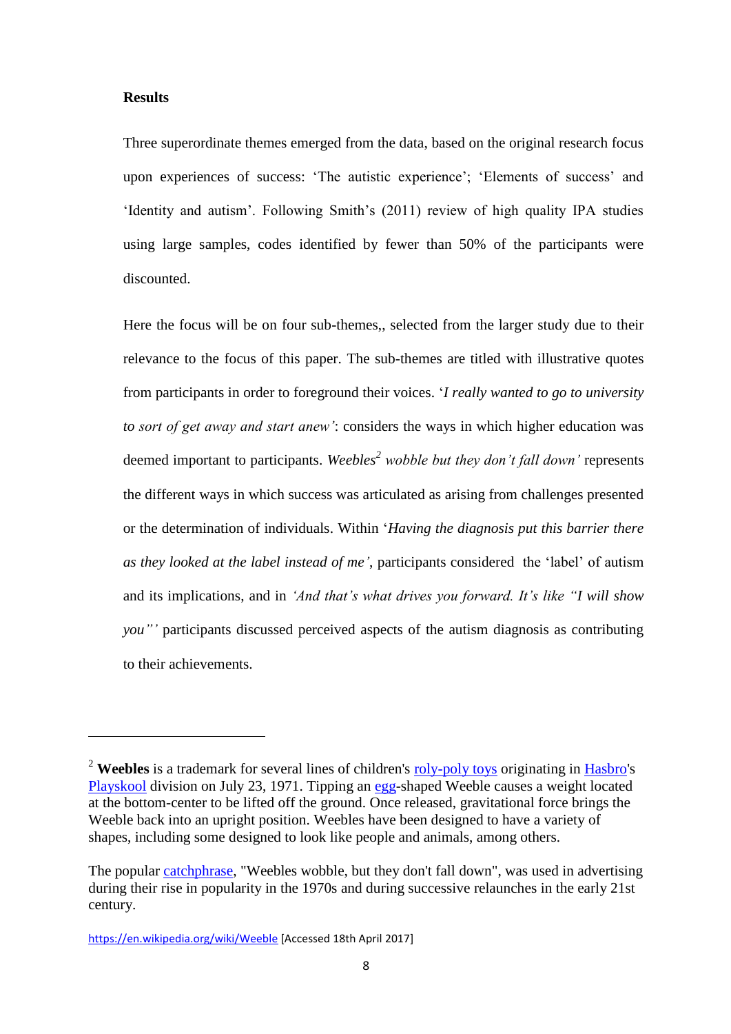**Results**

Three superordinate themes emerged from the data, based on the original research focus upon experiences of success: 'The autistic experience'; 'Elements of success' and 'Identity and autism'. Following Smith's (2011) review of high quality IPA studies using large samples, codes identified by fewer than 50% of the participants were discounted.

Here the focus will be on four sub-themes,, selected from the larger study due to their relevance to the focus of this paper. The sub-themes are titled with illustrative quotes from participants in order to foreground their voices. '*I really wanted to go to university to sort of get away and start anew'*: considers the ways in which higher education was deemed important to participants. *Weebles*[2] *wobble but they don't fall down'* represents the different ways in which success was articulated as arising from challenges presented or the determination of individuals. Within '*Having the diagnosis put this barrier there as they looked at the label instead of me'*, participants considered the 'label' of autism and its implications, and in *'And that's what drives you forward. It's like "I will show you"'* participants discussed perceived aspects of the autism diagnosis as contributing to their achievements.

---

[2] **Weebles** is a trademark for several lines of children's roly-poly toys originating in Hasbro's Playskool division on July 23, 1971. Tipping an egg-shaped Weeble causes a weight located at the bottom-center to be lifted off the ground. Once released, gravitational force brings the Weeble back into an upright position. Weebles have been designed to have a variety of shapes, including some designed to look like people and animals, among others.

The popular catchphrase, "Weebles wobble, but they don't fall down", was used in advertising during their rise in popularity in the 1970s and during successive relaunches in the early 21st century.

https://en.wikipedia.org/wiki/Weeble [Accessed 18th April 2017]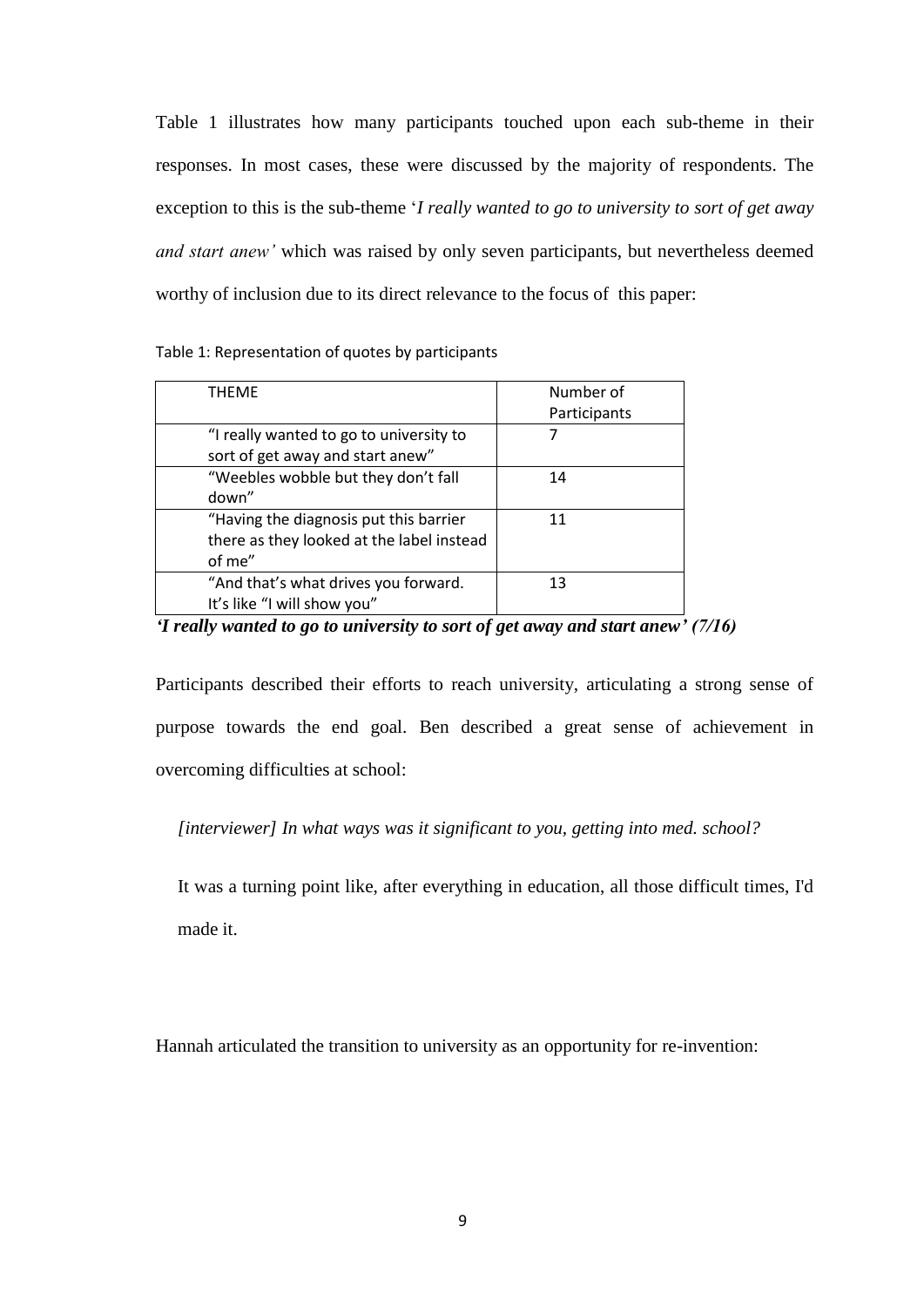Table 1 illustrates how many participants touched upon each sub-theme in their responses. In most cases, these were discussed by the majority of respondents. The exception to this is the sub-theme '*I really wanted to go to university to sort of get away and start anew'* which was raised by only seven participants, but nevertheless deemed worthy of inclusion due to its direct relevance to the focus of this paper:

Table 1: Representation of quotes by participants

| THEME | Number of Participants |
|---|---|
| "I really wanted to go to university to sort of get away and start anew" | 7 |
| "Weebles wobble but they don't fall down" | 14 |
| "Having the diagnosis put this barrier there as they looked at the label instead of me" | 11 |
| "And that's what drives you forward. It's like "I will show you" | 13 |

***'I really wanted to go to university to sort of get away and start anew' (7/16)***

Participants described their efforts to reach university, articulating a strong sense of purpose towards the end goal. Ben described a great sense of achievement in overcoming difficulties at school:

> *[interviewer] In what ways was it significant to you, getting into med. school?*
>
> It was a turning point like, after everything in education, all those difficult times, I'd made it.

Hannah articulated the transition to university as an opportunity for re-invention: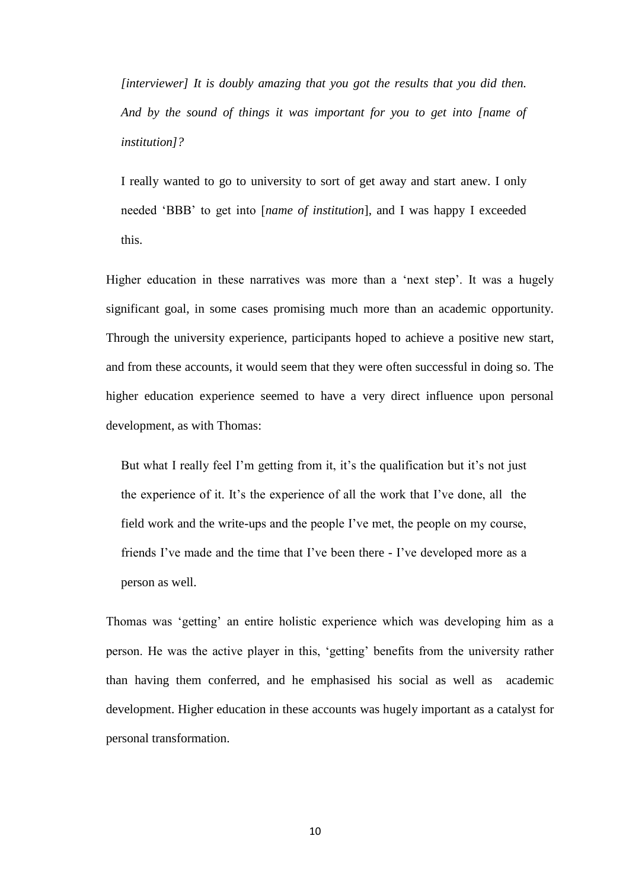> *[interviewer] It is doubly amazing that you got the results that you did then. And by the sound of things it was important for you to get into [name of institution]?*
>
> I really wanted to go to university to sort of get away and start anew. I only needed 'BBB' to get into [*name of institution*], and I was happy I exceeded this.

Higher education in these narratives was more than a 'next step'. It was a hugely significant goal, in some cases promising much more than an academic opportunity. Through the university experience, participants hoped to achieve a positive new start, and from these accounts, it would seem that they were often successful in doing so. The higher education experience seemed to have a very direct influence upon personal development, as with Thomas:

> But what I really feel I'm getting from it, it's the qualification but it's not just the experience of it. It's the experience of all the work that I've done, all the field work and the write-ups and the people I've met, the people on my course, friends I've made and the time that I've been there - I've developed more as a person as well.

Thomas was 'getting' an entire holistic experience which was developing him as a person. He was the active player in this, 'getting' benefits from the university rather than having them conferred, and he emphasised his social as well as academic development. Higher education in these accounts was hugely important as a catalyst for personal transformation.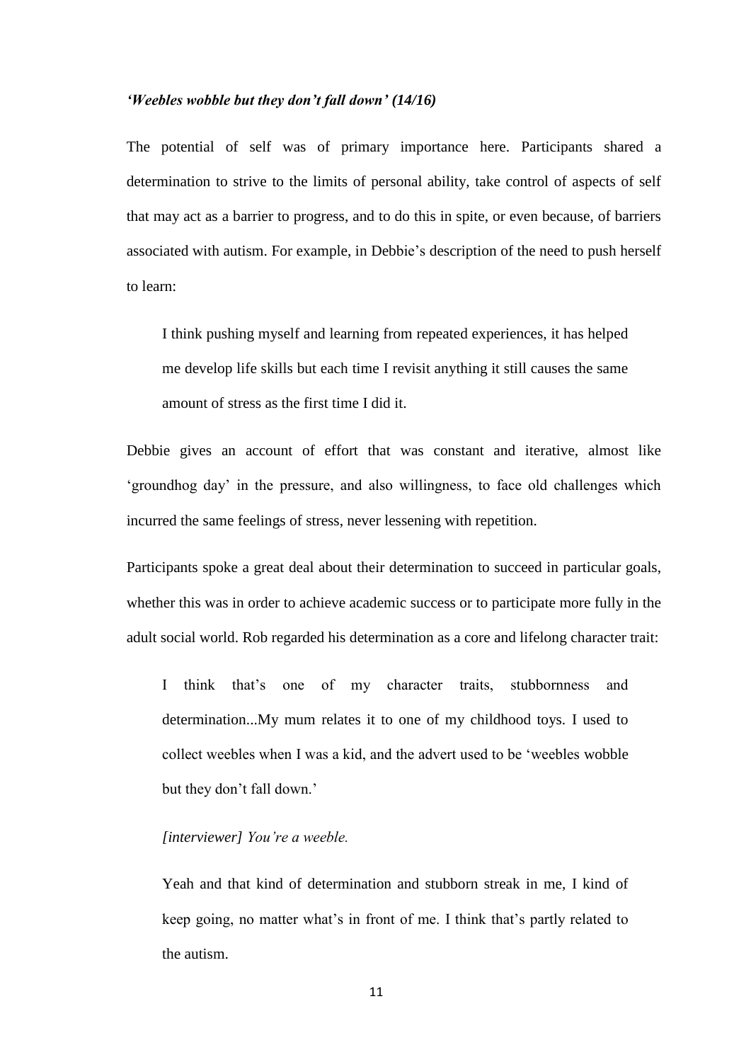### *'Weebles wobble but they don't fall down' (14/16)*

The potential of self was of primary importance here. Participants shared a determination to strive to the limits of personal ability, take control of aspects of self that may act as a barrier to progress, and to do this in spite, or even because, of barriers associated with autism. For example, in Debbie's description of the need to push herself to learn:

> I think pushing myself and learning from repeated experiences, it has helped me develop life skills but each time I revisit anything it still causes the same amount of stress as the first time I did it.

Debbie gives an account of effort that was constant and iterative, almost like 'groundhog day' in the pressure, and also willingness, to face old challenges which incurred the same feelings of stress, never lessening with repetition.

Participants spoke a great deal about their determination to succeed in particular goals, whether this was in order to achieve academic success or to participate more fully in the adult social world. Rob regarded his determination as a core and lifelong character trait:

> I think that's one of my character traits, stubbornness and determination...My mum relates it to one of my childhood toys. I used to collect weebles when I was a kid, and the advert used to be 'weebles wobble but they don't fall down.'
>
> *[interviewer] You're a weeble.*
>
> Yeah and that kind of determination and stubborn streak in me, I kind of keep going, no matter what's in front of me. I think that's partly related to the autism.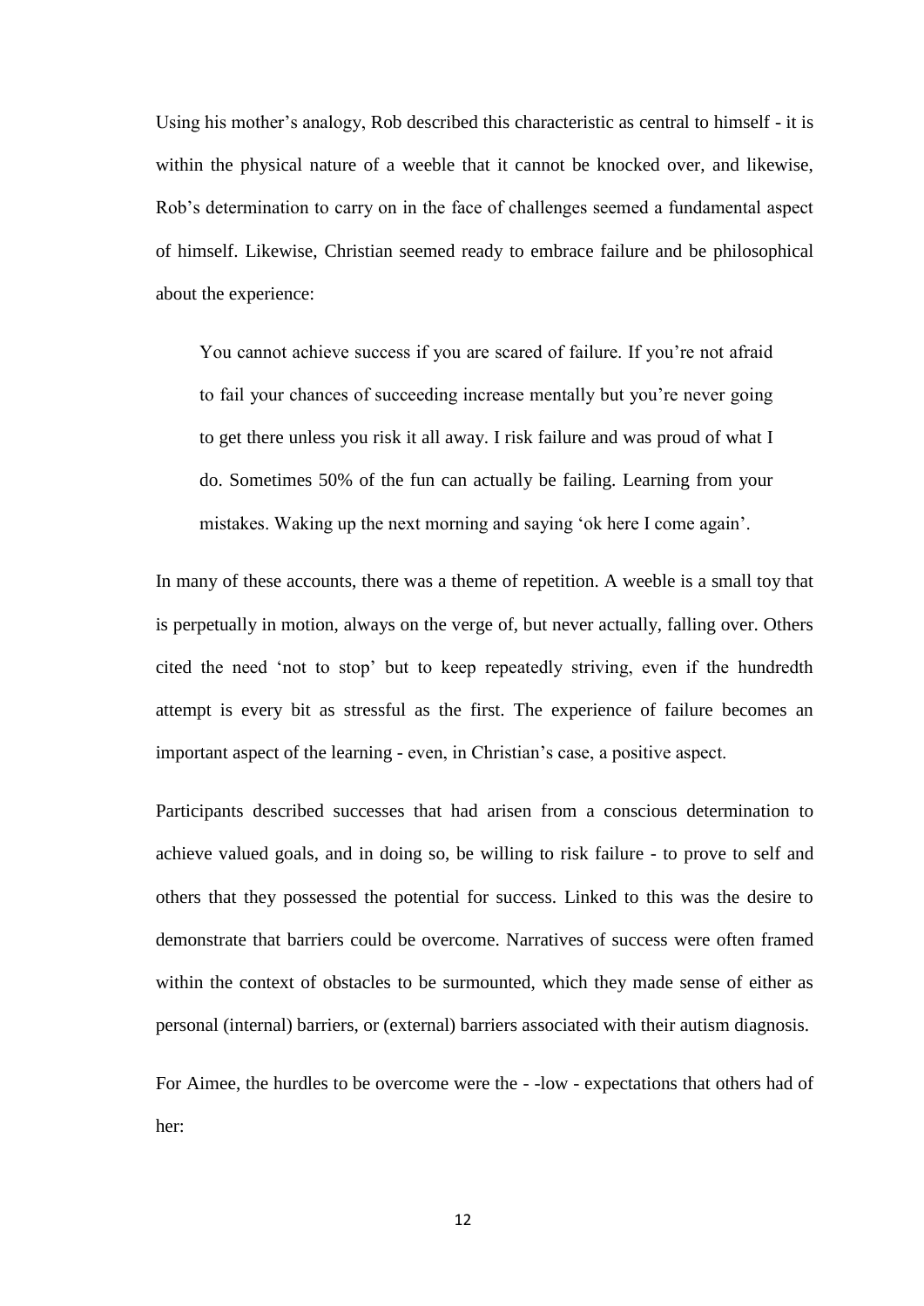Using his mother's analogy, Rob described this characteristic as central to himself - it is within the physical nature of a weeble that it cannot be knocked over, and likewise, Rob's determination to carry on in the face of challenges seemed a fundamental aspect of himself. Likewise, Christian seemed ready to embrace failure and be philosophical about the experience:

> You cannot achieve success if you are scared of failure. If you're not afraid to fail your chances of succeeding increase mentally but you're never going to get there unless you risk it all away. I risk failure and was proud of what I do. Sometimes 50% of the fun can actually be failing. Learning from your mistakes. Waking up the next morning and saying 'ok here I come again'.

In many of these accounts, there was a theme of repetition. A weeble is a small toy that is perpetually in motion, always on the verge of, but never actually, falling over. Others cited the need 'not to stop' but to keep repeatedly striving, even if the hundredth attempt is every bit as stressful as the first. The experience of failure becomes an important aspect of the learning - even, in Christian's case, a positive aspect.

Participants described successes that had arisen from a conscious determination to achieve valued goals, and in doing so, be willing to risk failure - to prove to self and others that they possessed the potential for success. Linked to this was the desire to demonstrate that barriers could be overcome. Narratives of success were often framed within the context of obstacles to be surmounted, which they made sense of either as personal (internal) barriers, or (external) barriers associated with their autism diagnosis.

For Aimee, the hurdles to be overcome were the - -low - expectations that others had of her: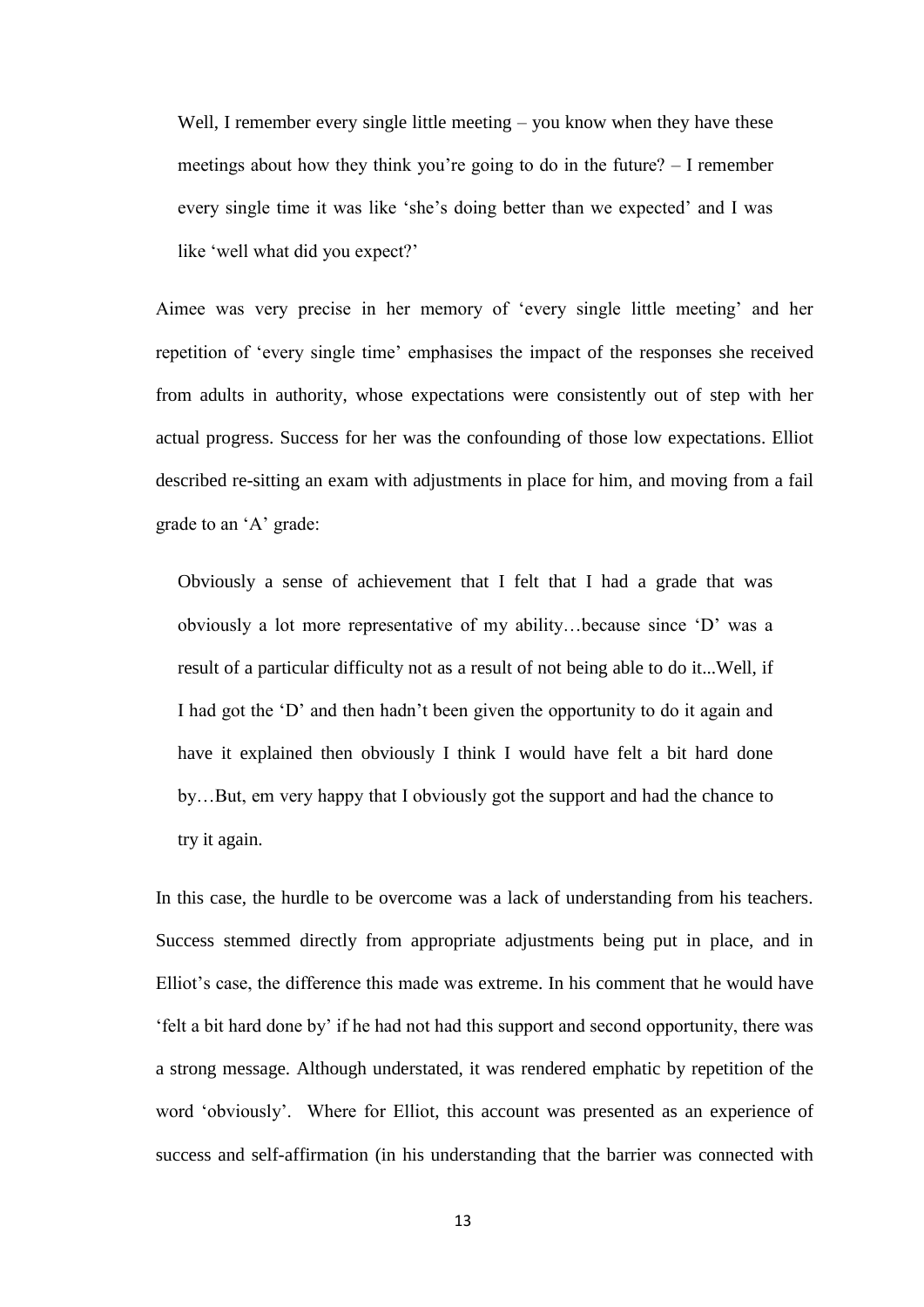> Well, I remember every single little meeting – you know when they have these meetings about how they think you're going to do in the future? – I remember every single time it was like 'she's doing better than we expected' and I was like 'well what did you expect?'

Aimee was very precise in her memory of 'every single little meeting' and her repetition of 'every single time' emphasises the impact of the responses she received from adults in authority, whose expectations were consistently out of step with her actual progress. Success for her was the confounding of those low expectations. Elliot described re-sitting an exam with adjustments in place for him, and moving from a fail grade to an 'A' grade:

> Obviously a sense of achievement that I felt that I had a grade that was obviously a lot more representative of my ability…because since 'D' was a result of a particular difficulty not as a result of not being able to do it...Well, if I had got the 'D' and then hadn't been given the opportunity to do it again and have it explained then obviously I think I would have felt a bit hard done by…But, em very happy that I obviously got the support and had the chance to try it again.

In this case, the hurdle to be overcome was a lack of understanding from his teachers. Success stemmed directly from appropriate adjustments being put in place, and in Elliot's case, the difference this made was extreme. In his comment that he would have 'felt a bit hard done by' if he had not had this support and second opportunity, there was a strong message. Although understated, it was rendered emphatic by repetition of the word 'obviously'. Where for Elliot, this account was presented as an experience of success and self-affirmation (in his understanding that the barrier was connected with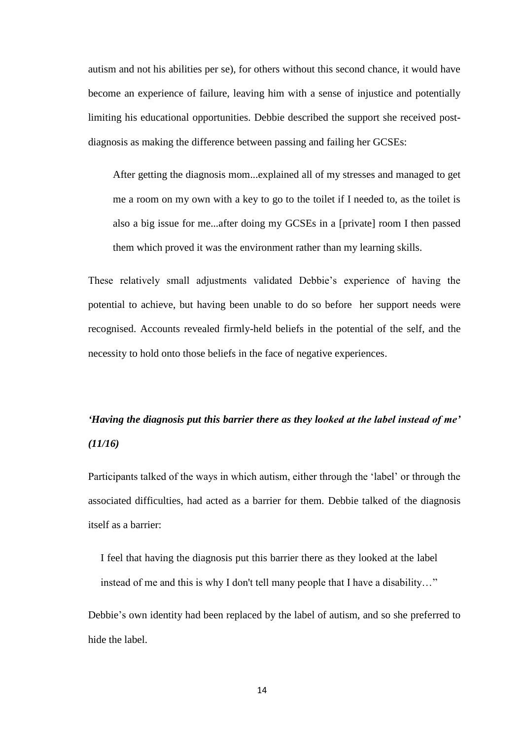autism and not his abilities per se), for others without this second chance, it would have become an experience of failure, leaving him with a sense of injustice and potentially limiting his educational opportunities. Debbie described the support she received post-diagnosis as making the difference between passing and failing her GCSEs:

> After getting the diagnosis mom...explained all of my stresses and managed to get me a room on my own with a key to go to the toilet if I needed to, as the toilet is also a big issue for me...after doing my GCSEs in a [private] room I then passed them which proved it was the environment rather than my learning skills.

These relatively small adjustments validated Debbie's experience of having the potential to achieve, but having been unable to do so before her support needs were recognised. Accounts revealed firmly-held beliefs in the potential of the self, and the necessity to hold onto those beliefs in the face of negative experiences.

### *'Having the diagnosis put this barrier there as they looked at the label instead of me' (11/16)*

Participants talked of the ways in which autism, either through the 'label' or through the associated difficulties, had acted as a barrier for them. Debbie talked of the diagnosis itself as a barrier:

> I feel that having the diagnosis put this barrier there as they looked at the label instead of me and this is why I don't tell many people that I have a disability…"

Debbie's own identity had been replaced by the label of autism, and so she preferred to hide the label.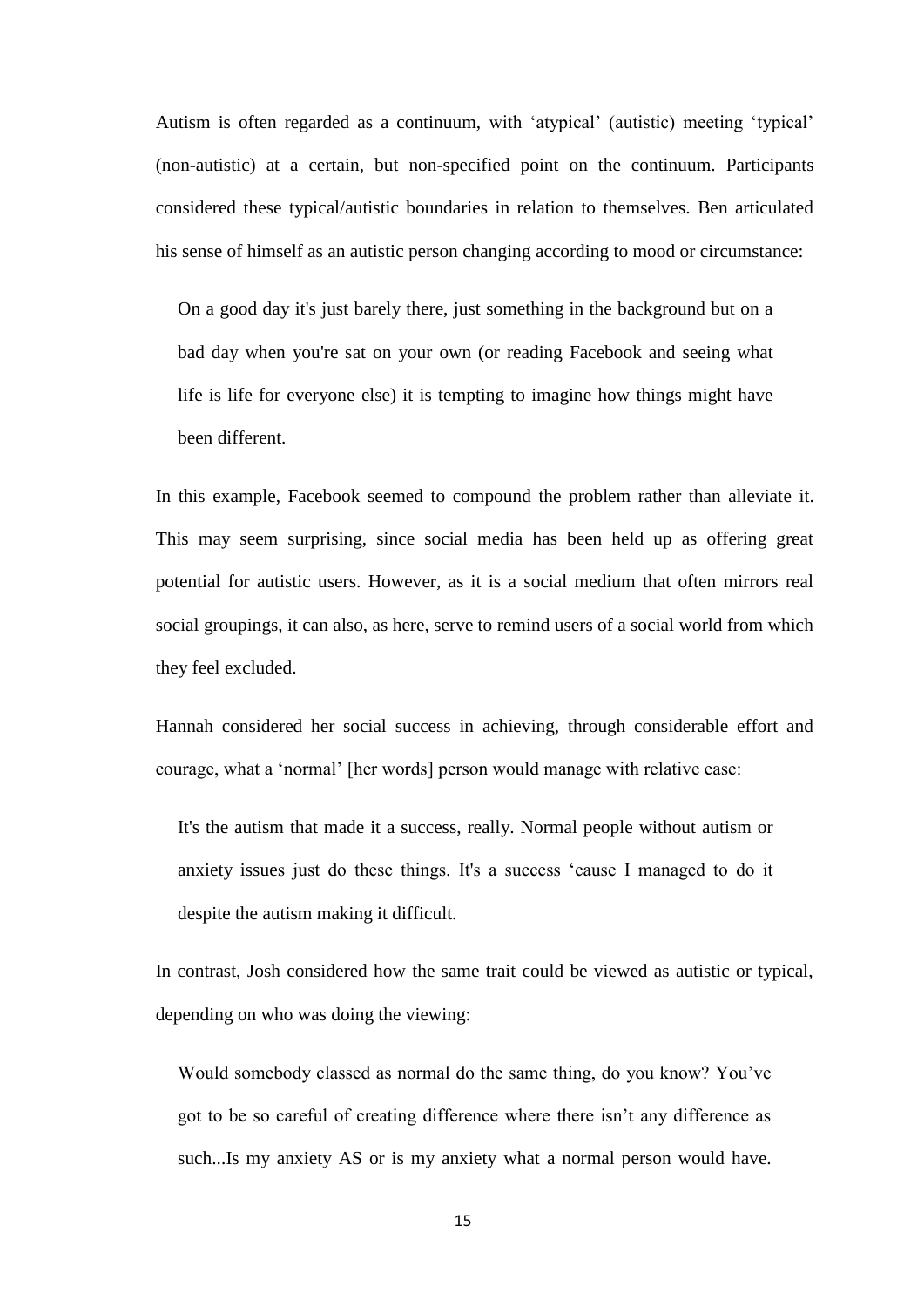Autism is often regarded as a continuum, with 'atypical' (autistic) meeting 'typical' (non-autistic) at a certain, but non-specified point on the continuum. Participants considered these typical/autistic boundaries in relation to themselves. Ben articulated his sense of himself as an autistic person changing according to mood or circumstance:

> On a good day it's just barely there, just something in the background but on a bad day when you're sat on your own (or reading Facebook and seeing what life is life for everyone else) it is tempting to imagine how things might have been different.

In this example, Facebook seemed to compound the problem rather than alleviate it. This may seem surprising, since social media has been held up as offering great potential for autistic users. However, as it is a social medium that often mirrors real social groupings, it can also, as here, serve to remind users of a social world from which they feel excluded.

Hannah considered her social success in achieving, through considerable effort and courage, what a 'normal' [her words] person would manage with relative ease:

> It's the autism that made it a success, really. Normal people without autism or anxiety issues just do these things. It's a success 'cause I managed to do it despite the autism making it difficult.

In contrast, Josh considered how the same trait could be viewed as autistic or typical, depending on who was doing the viewing:

> Would somebody classed as normal do the same thing, do you know? You've got to be so careful of creating difference where there isn't any difference as such...Is my anxiety AS or is my anxiety what a normal person would have.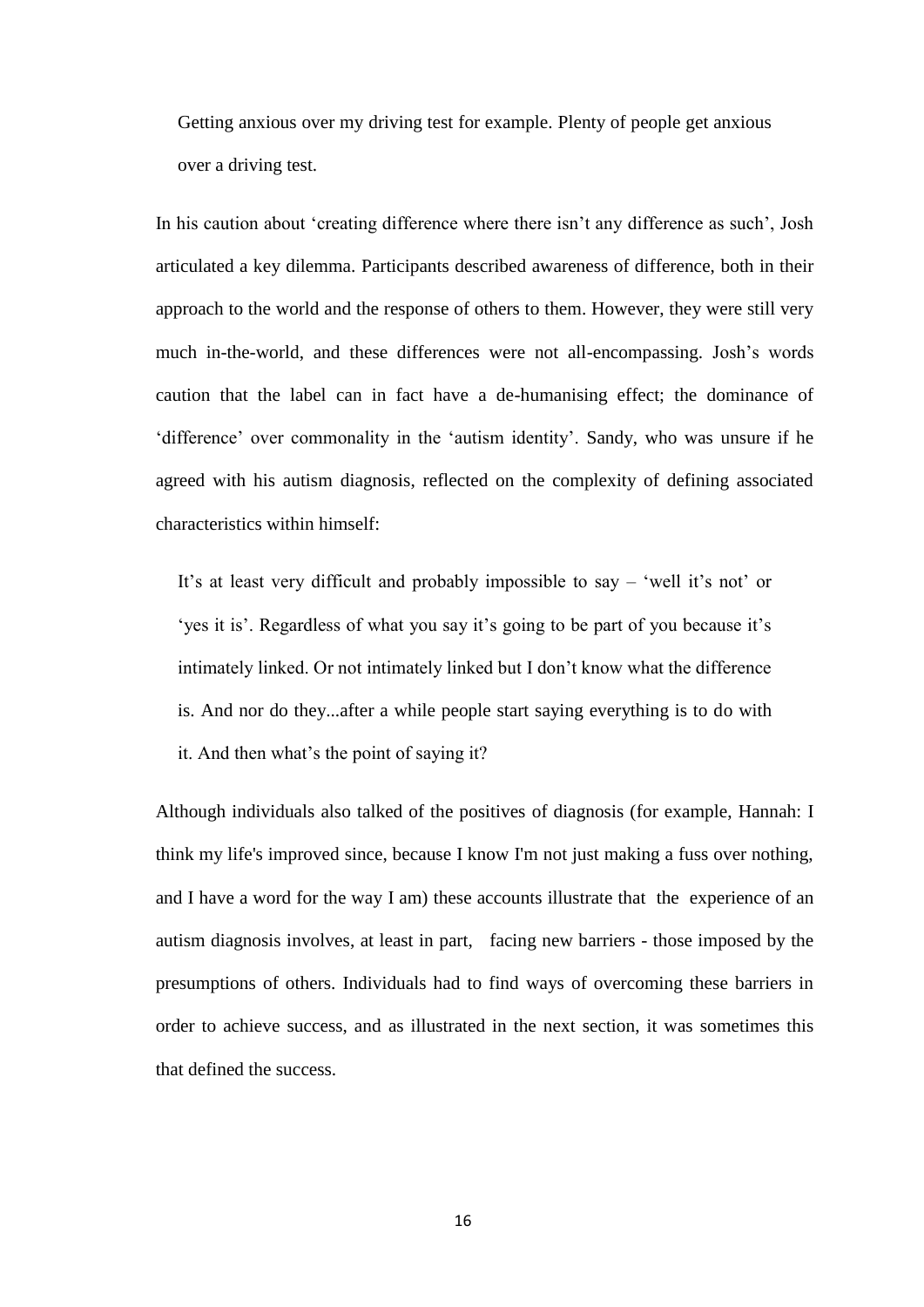> Getting anxious over my driving test for example. Plenty of people get anxious over a driving test.

In his caution about 'creating difference where there isn't any difference as such', Josh articulated a key dilemma. Participants described awareness of difference, both in their approach to the world and the response of others to them. However, they were still very much in-the-world, and these differences were not all-encompassing. Josh's words caution that the label can in fact have a de-humanising effect; the dominance of 'difference' over commonality in the 'autism identity'. Sandy, who was unsure if he agreed with his autism diagnosis, reflected on the complexity of defining associated characteristics within himself:

> It's at least very difficult and probably impossible to say – 'well it's not' or 'yes it is'. Regardless of what you say it's going to be part of you because it's intimately linked. Or not intimately linked but I don't know what the difference is. And nor do they...after a while people start saying everything is to do with it. And then what's the point of saying it?

Although individuals also talked of the positives of diagnosis (for example, Hannah: I think my life's improved since, because I know I'm not just making a fuss over nothing, and I have a word for the way I am) these accounts illustrate that the experience of an autism diagnosis involves, at least in part, facing new barriers - those imposed by the presumptions of others. Individuals had to find ways of overcoming these barriers in order to achieve success, and as illustrated in the next section, it was sometimes this that defined the success.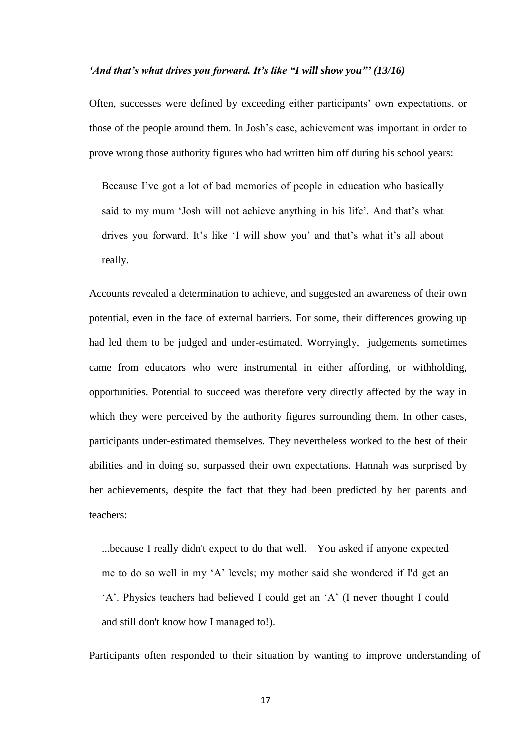*'And that's what drives you forward. It's like "I will show you"' (13/16)*

Often, successes were defined by exceeding either participants' own expectations, or those of the people around them. In Josh's case, achievement was important in order to prove wrong those authority figures who had written him off during his school years:

> Because I've got a lot of bad memories of people in education who basically said to my mum 'Josh will not achieve anything in his life'. And that's what drives you forward. It's like 'I will show you' and that's what it's all about really.

Accounts revealed a determination to achieve, and suggested an awareness of their own potential, even in the face of external barriers. For some, their differences growing up had led them to be judged and under-estimated. Worryingly, judgements sometimes came from educators who were instrumental in either affording, or withholding, opportunities. Potential to succeed was therefore very directly affected by the way in which they were perceived by the authority figures surrounding them. In other cases, participants under-estimated themselves. They nevertheless worked to the best of their abilities and in doing so, surpassed their own expectations. Hannah was surprised by her achievements, despite the fact that they had been predicted by her parents and teachers:

> ...because I really didn't expect to do that well. You asked if anyone expected me to do so well in my 'A' levels; my mother said she wondered if I'd get an 'A'. Physics teachers had believed I could get an 'A' (I never thought I could and still don't know how I managed to!).

Participants often responded to their situation by wanting to improve understanding of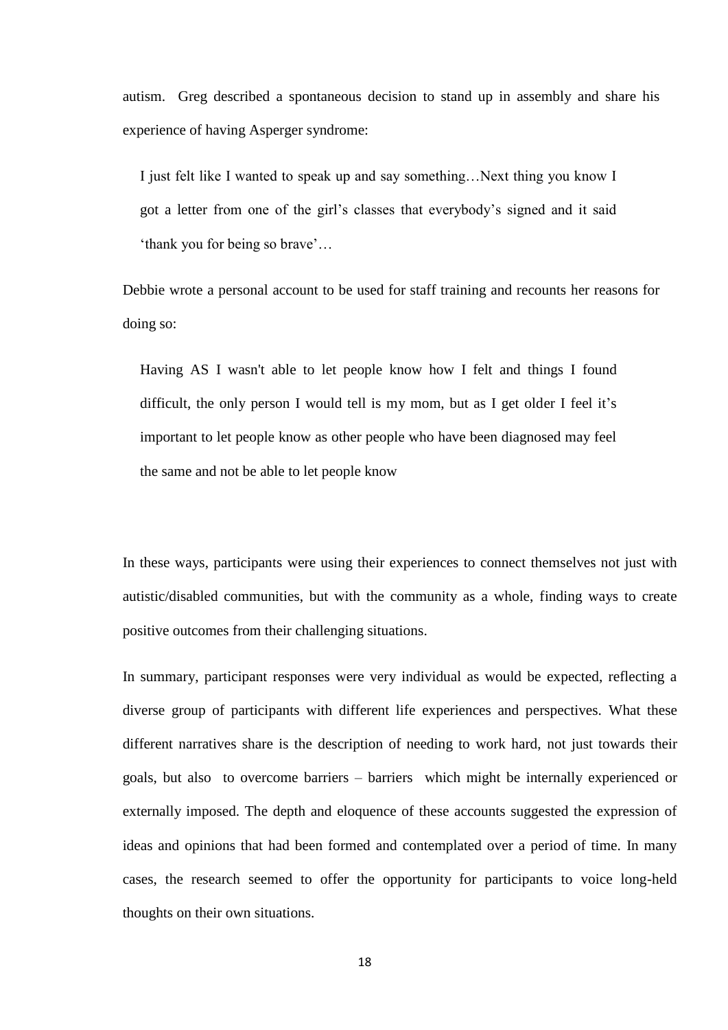autism. Greg described a spontaneous decision to stand up in assembly and share his experience of having Asperger syndrome:

> I just felt like I wanted to speak up and say something…Next thing you know I got a letter from one of the girl's classes that everybody's signed and it said 'thank you for being so brave'…

Debbie wrote a personal account to be used for staff training and recounts her reasons for doing so:

> Having AS I wasn't able to let people know how I felt and things I found difficult, the only person I would tell is my mom, but as I get older I feel it's important to let people know as other people who have been diagnosed may feel the same and not be able to let people know

In these ways, participants were using their experiences to connect themselves not just with autistic/disabled communities, but with the community as a whole, finding ways to create positive outcomes from their challenging situations.

In summary, participant responses were very individual as would be expected, reflecting a diverse group of participants with different life experiences and perspectives. What these different narratives share is the description of needing to work hard, not just towards their goals, but also to overcome barriers – barriers which might be internally experienced or externally imposed. The depth and eloquence of these accounts suggested the expression of ideas and opinions that had been formed and contemplated over a period of time. In many cases, the research seemed to offer the opportunity for participants to voice long-held thoughts on their own situations.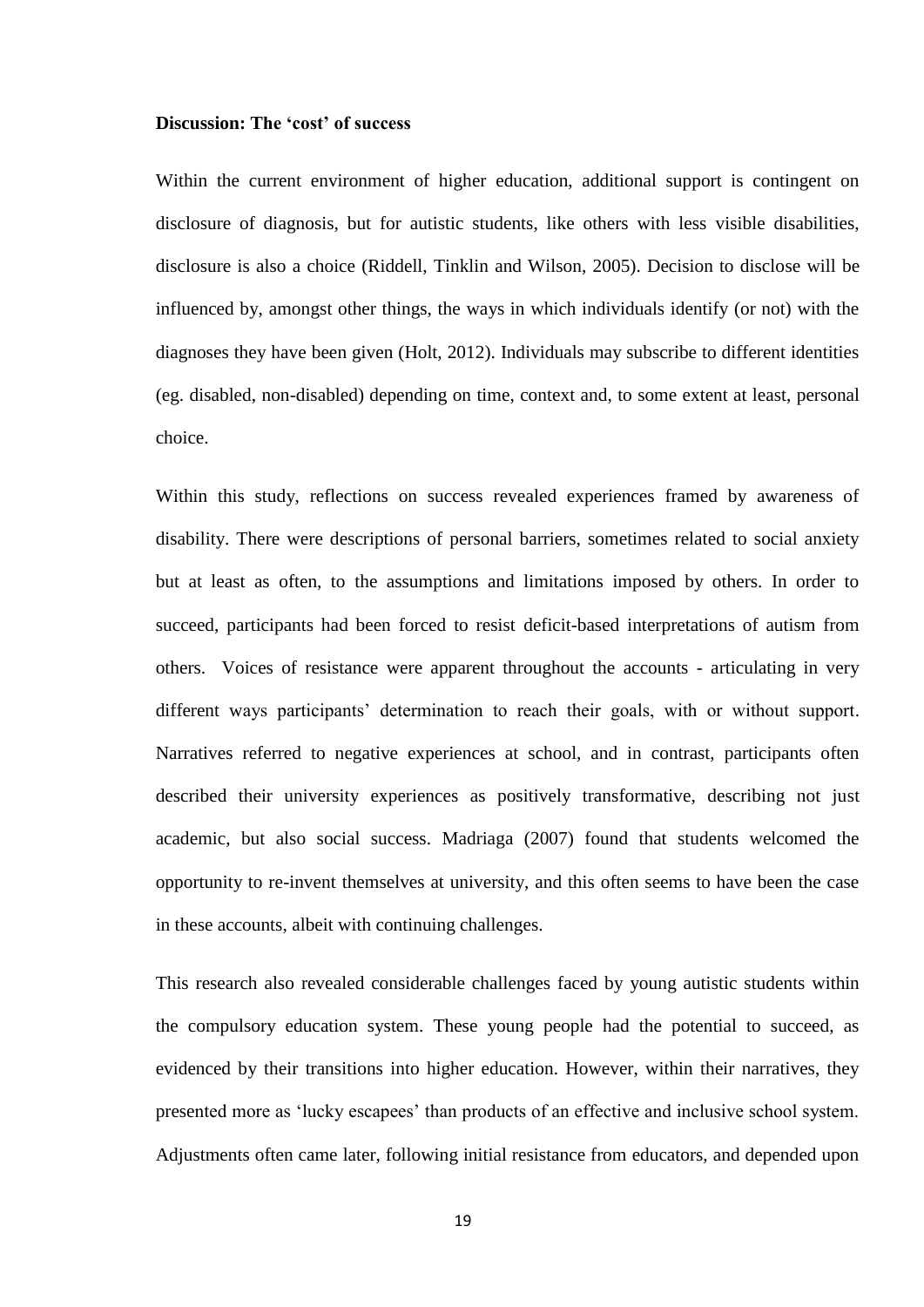**Discussion: The 'cost' of success**

Within the current environment of higher education, additional support is contingent on disclosure of diagnosis, but for autistic students, like others with less visible disabilities, disclosure is also a choice (Riddell, Tinklin and Wilson, 2005). Decision to disclose will be influenced by, amongst other things, the ways in which individuals identify (or not) with the diagnoses they have been given (Holt, 2012). Individuals may subscribe to different identities (eg. disabled, non-disabled) depending on time, context and, to some extent at least, personal choice.

Within this study, reflections on success revealed experiences framed by awareness of disability. There were descriptions of personal barriers, sometimes related to social anxiety but at least as often, to the assumptions and limitations imposed by others. In order to succeed, participants had been forced to resist deficit-based interpretations of autism from others. Voices of resistance were apparent throughout the accounts - articulating in very different ways participants' determination to reach their goals, with or without support. Narratives referred to negative experiences at school, and in contrast, participants often described their university experiences as positively transformative, describing not just academic, but also social success. Madriaga (2007) found that students welcomed the opportunity to re-invent themselves at university, and this often seems to have been the case in these accounts, albeit with continuing challenges.

This research also revealed considerable challenges faced by young autistic students within the compulsory education system. These young people had the potential to succeed, as evidenced by their transitions into higher education. However, within their narratives, they presented more as 'lucky escapees' than products of an effective and inclusive school system. Adjustments often came later, following initial resistance from educators, and depended upon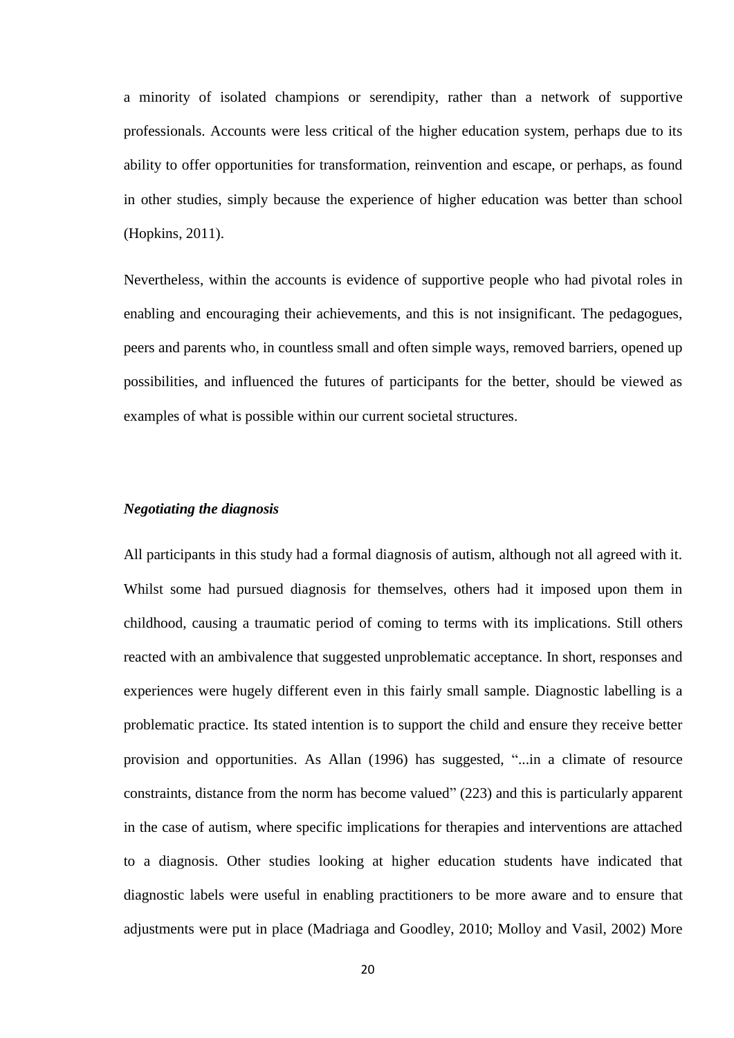a minority of isolated champions or serendipity, rather than a network of supportive professionals. Accounts were less critical of the higher education system, perhaps due to its ability to offer opportunities for transformation, reinvention and escape, or perhaps, as found in other studies, simply because the experience of higher education was better than school (Hopkins, 2011).

Nevertheless, within the accounts is evidence of supportive people who had pivotal roles in enabling and encouraging their achievements, and this is not insignificant. The pedagogues, peers and parents who, in countless small and often simple ways, removed barriers, opened up possibilities, and influenced the futures of participants for the better, should be viewed as examples of what is possible within our current societal structures.

### *Negotiating the diagnosis*

All participants in this study had a formal diagnosis of autism, although not all agreed with it. Whilst some had pursued diagnosis for themselves, others had it imposed upon them in childhood, causing a traumatic period of coming to terms with its implications. Still others reacted with an ambivalence that suggested unproblematic acceptance. In short, responses and experiences were hugely different even in this fairly small sample. Diagnostic labelling is a problematic practice. Its stated intention is to support the child and ensure they receive better provision and opportunities. As Allan (1996) has suggested, "...in a climate of resource constraints, distance from the norm has become valued" (223) and this is particularly apparent in the case of autism, where specific implications for therapies and interventions are attached to a diagnosis. Other studies looking at higher education students have indicated that diagnostic labels were useful in enabling practitioners to be more aware and to ensure that adjustments were put in place (Madriaga and Goodley, 2010; Molloy and Vasil, 2002) More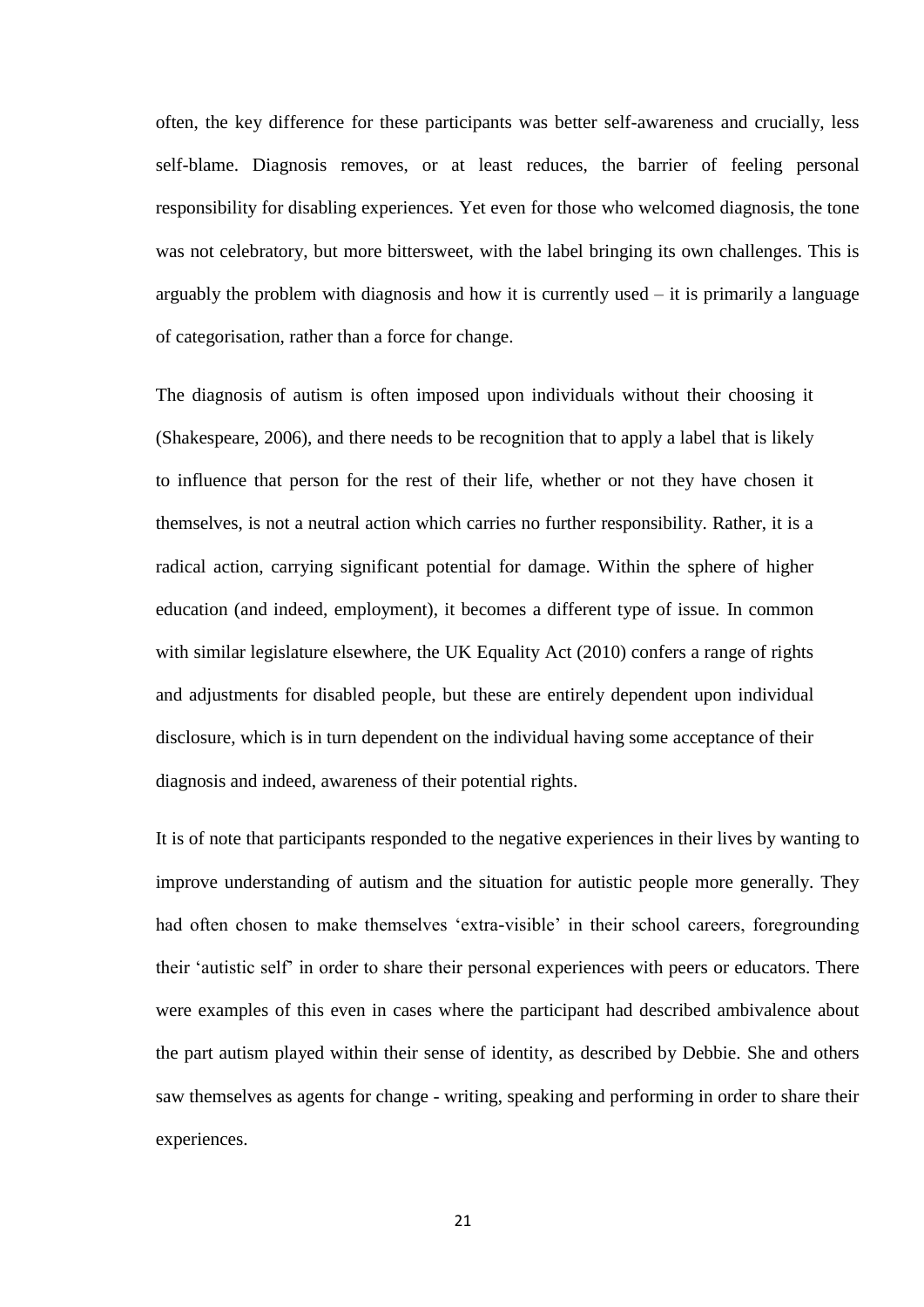often, the key difference for these participants was better self-awareness and crucially, less self-blame. Diagnosis removes, or at least reduces, the barrier of feeling personal responsibility for disabling experiences. Yet even for those who welcomed diagnosis, the tone was not celebratory, but more bittersweet, with the label bringing its own challenges. This is arguably the problem with diagnosis and how it is currently used – it is primarily a language of categorisation, rather than a force for change.

The diagnosis of autism is often imposed upon individuals without their choosing it (Shakespeare, 2006), and there needs to be recognition that to apply a label that is likely to influence that person for the rest of their life, whether or not they have chosen it themselves, is not a neutral action which carries no further responsibility. Rather, it is a radical action, carrying significant potential for damage. Within the sphere of higher education (and indeed, employment), it becomes a different type of issue. In common with similar legislature elsewhere, the UK Equality Act (2010) confers a range of rights and adjustments for disabled people, but these are entirely dependent upon individual disclosure, which is in turn dependent on the individual having some acceptance of their diagnosis and indeed, awareness of their potential rights.

It is of note that participants responded to the negative experiences in their lives by wanting to improve understanding of autism and the situation for autistic people more generally. They had often chosen to make themselves 'extra-visible' in their school careers, foregrounding their 'autistic self' in order to share their personal experiences with peers or educators. There were examples of this even in cases where the participant had described ambivalence about the part autism played within their sense of identity, as described by Debbie. She and others saw themselves as agents for change - writing, speaking and performing in order to share their experiences.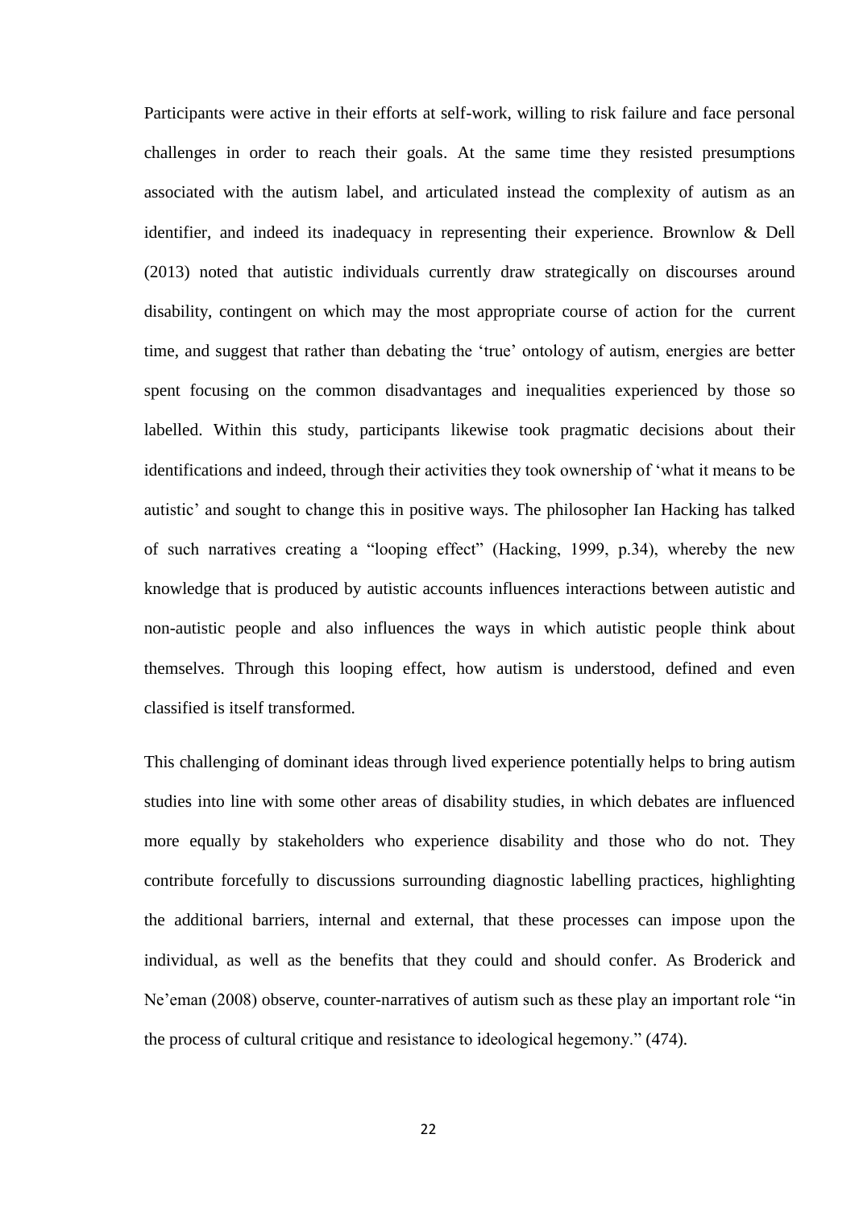Participants were active in their efforts at self-work, willing to risk failure and face personal challenges in order to reach their goals. At the same time they resisted presumptions associated with the autism label, and articulated instead the complexity of autism as an identifier, and indeed its inadequacy in representing their experience. Brownlow & Dell (2013) noted that autistic individuals currently draw strategically on discourses around disability, contingent on which may the most appropriate course of action for the current time, and suggest that rather than debating the 'true' ontology of autism, energies are better spent focusing on the common disadvantages and inequalities experienced by those so labelled. Within this study, participants likewise took pragmatic decisions about their identifications and indeed, through their activities they took ownership of 'what it means to be autistic' and sought to change this in positive ways. The philosopher Ian Hacking has talked of such narratives creating a "looping effect" (Hacking, 1999, p.34), whereby the new knowledge that is produced by autistic accounts influences interactions between autistic and non-autistic people and also influences the ways in which autistic people think about themselves. Through this looping effect, how autism is understood, defined and even classified is itself transformed.

This challenging of dominant ideas through lived experience potentially helps to bring autism studies into line with some other areas of disability studies, in which debates are influenced more equally by stakeholders who experience disability and those who do not. They contribute forcefully to discussions surrounding diagnostic labelling practices, highlighting the additional barriers, internal and external, that these processes can impose upon the individual, as well as the benefits that they could and should confer. As Broderick and Ne'eman (2008) observe, counter-narratives of autism such as these play an important role "in the process of cultural critique and resistance to ideological hegemony." (474).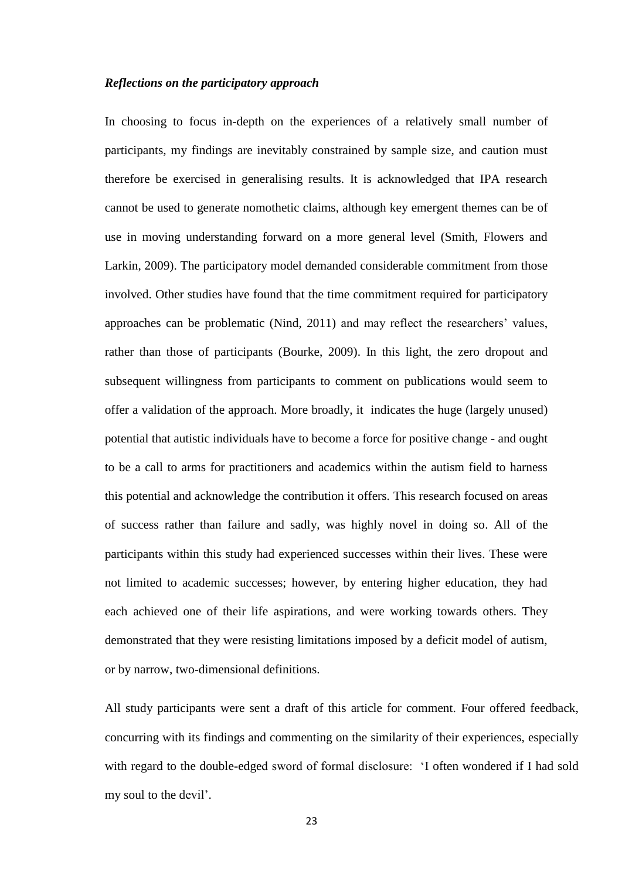### *Reflections on the participatory approach*

In choosing to focus in-depth on the experiences of a relatively small number of participants, my findings are inevitably constrained by sample size, and caution must therefore be exercised in generalising results. It is acknowledged that IPA research cannot be used to generate nomothetic claims, although key emergent themes can be of use in moving understanding forward on a more general level (Smith, Flowers and Larkin, 2009). The participatory model demanded considerable commitment from those involved. Other studies have found that the time commitment required for participatory approaches can be problematic (Nind, 2011) and may reflect the researchers' values, rather than those of participants (Bourke, 2009). In this light, the zero dropout and subsequent willingness from participants to comment on publications would seem to offer a validation of the approach. More broadly, it indicates the huge (largely unused) potential that autistic individuals have to become a force for positive change - and ought to be a call to arms for practitioners and academics within the autism field to harness this potential and acknowledge the contribution it offers. This research focused on areas of success rather than failure and sadly, was highly novel in doing so. All of the participants within this study had experienced successes within their lives. These were not limited to academic successes; however, by entering higher education, they had each achieved one of their life aspirations, and were working towards others. They demonstrated that they were resisting limitations imposed by a deficit model of autism, or by narrow, two-dimensional definitions.

All study participants were sent a draft of this article for comment. Four offered feedback, concurring with its findings and commenting on the similarity of their experiences, especially with regard to the double-edged sword of formal disclosure: 'I often wondered if I had sold my soul to the devil'.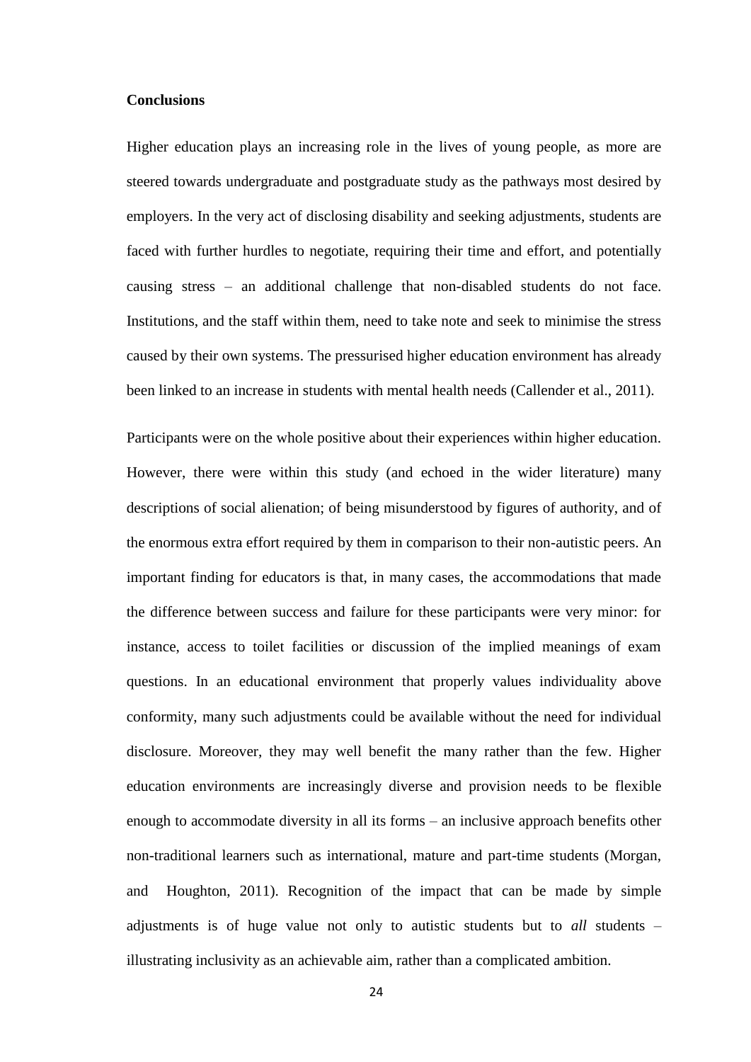## Conclusions

Higher education plays an increasing role in the lives of young people, as more are steered towards undergraduate and postgraduate study as the pathways most desired by employers. In the very act of disclosing disability and seeking adjustments, students are faced with further hurdles to negotiate, requiring their time and effort, and potentially causing stress – an additional challenge that non-disabled students do not face. Institutions, and the staff within them, need to take note and seek to minimise the stress caused by their own systems. The pressurised higher education environment has already been linked to an increase in students with mental health needs (Callender et al., 2011).

Participants were on the whole positive about their experiences within higher education. However, there were within this study (and echoed in the wider literature) many descriptions of social alienation; of being misunderstood by figures of authority, and of the enormous extra effort required by them in comparison to their non-autistic peers. An important finding for educators is that, in many cases, the accommodations that made the difference between success and failure for these participants were very minor: for instance, access to toilet facilities or discussion of the implied meanings of exam questions. In an educational environment that properly values individuality above conformity, many such adjustments could be available without the need for individual disclosure. Moreover, they may well benefit the many rather than the few. Higher education environments are increasingly diverse and provision needs to be flexible enough to accommodate diversity in all its forms – an inclusive approach benefits other non-traditional learners such as international, mature and part-time students (Morgan, and Houghton, 2011). Recognition of the impact that can be made by simple adjustments is of huge value not only to autistic students but to *all* students – illustrating inclusivity as an achievable aim, rather than a complicated ambition.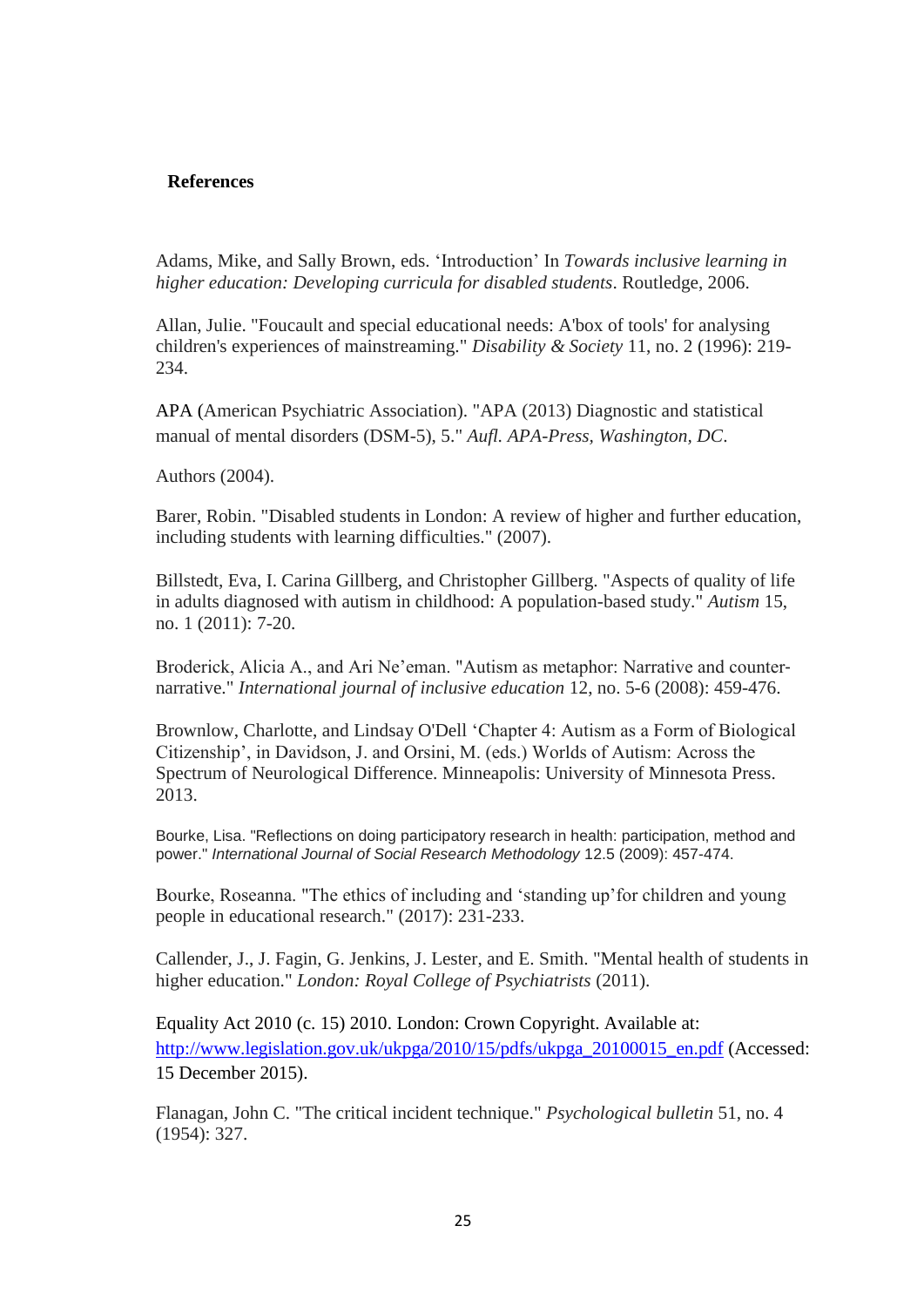**References**

Adams, Mike, and Sally Brown, eds. 'Introduction' In *Towards inclusive learning in higher education: Developing curricula for disabled students*. Routledge, 2006.

Allan, Julie. "Foucault and special educational needs: A'box of tools' for analysing children's experiences of mainstreaming." *Disability & Society* 11, no. 2 (1996): 219-234.

APA (American Psychiatric Association). "APA (2013) Diagnostic and statistical manual of mental disorders (DSM-5), 5." *Aufl. APA-Press, Washington, DC*.

Authors (2004).

Barer, Robin. "Disabled students in London: A review of higher and further education, including students with learning difficulties." (2007).

Billstedt, Eva, I. Carina Gillberg, and Christopher Gillberg. "Aspects of quality of life in adults diagnosed with autism in childhood: A population-based study." *Autism* 15, no. 1 (2011): 7-20.

Broderick, Alicia A., and Ari Ne'eman. "Autism as metaphor: Narrative and counter-narrative." *International journal of inclusive education* 12, no. 5-6 (2008): 459-476.

Brownlow, Charlotte, and Lindsay O'Dell 'Chapter 4: Autism as a Form of Biological Citizenship', in Davidson, J. and Orsini, M. (eds.) Worlds of Autism: Across the Spectrum of Neurological Difference. Minneapolis: University of Minnesota Press. 2013.

Bourke, Lisa. "Reflections on doing participatory research in health: participation, method and power." *International Journal of Social Research Methodology* 12.5 (2009): 457-474.

Bourke, Roseanna. "The ethics of including and 'standing up'for children and young people in educational research." (2017): 231-233.

Callender, J., J. Fagin, G. Jenkins, J. Lester, and E. Smith. "Mental health of students in higher education." *London: Royal College of Psychiatrists* (2011).

Equality Act 2010 (c. 15) 2010. London: Crown Copyright. Available at: http://www.legislation.gov.uk/ukpga/2010/15/pdfs/ukpga_20100015_en.pdf (Accessed: 15 December 2015).

Flanagan, John C. "The critical incident technique." *Psychological bulletin* 51, no. 4 (1954): 327.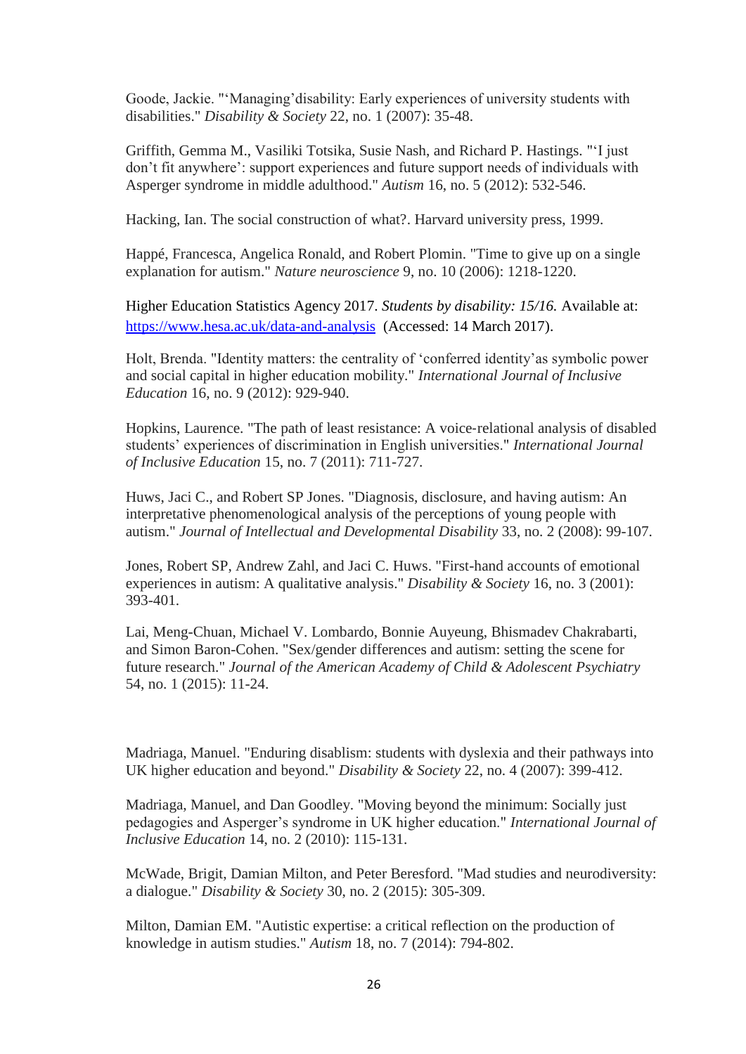Goode, Jackie. "'Managing'disability: Early experiences of university students with disabilities." *Disability & Society* 22, no. 1 (2007): 35-48.

Griffith, Gemma M., Vasiliki Totsika, Susie Nash, and Richard P. Hastings. "'I just don't fit anywhere': support experiences and future support needs of individuals with Asperger syndrome in middle adulthood." *Autism* 16, no. 5 (2012): 532-546.

Hacking, Ian. The social construction of what?. Harvard university press, 1999.

Happé, Francesca, Angelica Ronald, and Robert Plomin. "Time to give up on a single explanation for autism." *Nature neuroscience* 9, no. 10 (2006): 1218-1220.

Higher Education Statistics Agency 2017. *Students by disability: 15/16.* Available at: https://www.hesa.ac.uk/data-and-analysis (Accessed: 14 March 2017).

Holt, Brenda. "Identity matters: the centrality of 'conferred identity'as symbolic power and social capital in higher education mobility." *International Journal of Inclusive Education* 16, no. 9 (2012): 929-940.

Hopkins, Laurence. "The path of least resistance: A voice-relational analysis of disabled students' experiences of discrimination in English universities." *International Journal of Inclusive Education* 15, no. 7 (2011): 711-727.

Huws, Jaci C., and Robert SP Jones. "Diagnosis, disclosure, and having autism: An interpretative phenomenological analysis of the perceptions of young people with autism." *Journal of Intellectual and Developmental Disability* 33, no. 2 (2008): 99-107.

Jones, Robert SP, Andrew Zahl, and Jaci C. Huws. "First-hand accounts of emotional experiences in autism: A qualitative analysis." *Disability & Society* 16, no. 3 (2001): 393-401.

Lai, Meng-Chuan, Michael V. Lombardo, Bonnie Auyeung, Bhismadev Chakrabarti, and Simon Baron-Cohen. "Sex/gender differences and autism: setting the scene for future research." *Journal of the American Academy of Child & Adolescent Psychiatry* 54, no. 1 (2015): 11-24.

Madriaga, Manuel. "Enduring disablism: students with dyslexia and their pathways into UK higher education and beyond." *Disability & Society* 22, no. 4 (2007): 399-412.

Madriaga, Manuel, and Dan Goodley. "Moving beyond the minimum: Socially just pedagogies and Asperger's syndrome in UK higher education." *International Journal of Inclusive Education* 14, no. 2 (2010): 115-131.

McWade, Brigit, Damian Milton, and Peter Beresford. "Mad studies and neurodiversity: a dialogue." *Disability & Society* 30, no. 2 (2015): 305-309.

Milton, Damian EM. "Autistic expertise: a critical reflection on the production of knowledge in autism studies." *Autism* 18, no. 7 (2014): 794-802.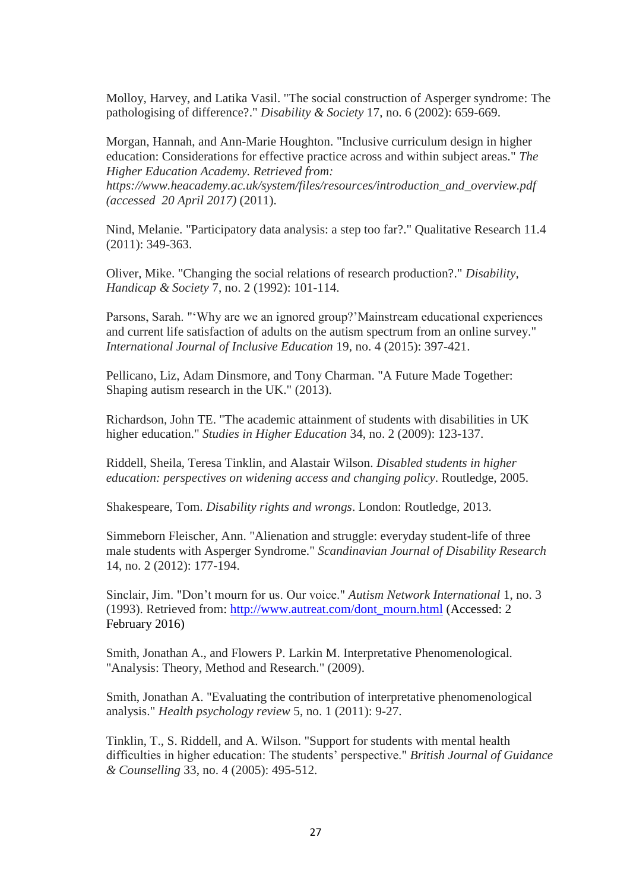Molloy, Harvey, and Latika Vasil. "The social construction of Asperger syndrome: The pathologising of difference?." *Disability & Society* 17, no. 6 (2002): 659-669.

Morgan, Hannah, and Ann-Marie Houghton. "Inclusive curriculum design in higher education: Considerations for effective practice across and within subject areas." *The Higher Education Academy. Retrieved from: https://www.heacademy.ac.uk/system/files/resources/introduction_and_overview.pdf (accessed 20 April 2017)* (2011).

Nind, Melanie. "Participatory data analysis: a step too far?." Qualitative Research 11.4 (2011): 349-363.

Oliver, Mike. "Changing the social relations of research production?." *Disability, Handicap & Society* 7, no. 2 (1992): 101-114.

Parsons, Sarah. "'Why are we an ignored group?'Mainstream educational experiences and current life satisfaction of adults on the autism spectrum from an online survey." *International Journal of Inclusive Education* 19, no. 4 (2015): 397-421.

Pellicano, Liz, Adam Dinsmore, and Tony Charman. "A Future Made Together: Shaping autism research in the UK." (2013).

Richardson, John TE. "The academic attainment of students with disabilities in UK higher education." *Studies in Higher Education* 34, no. 2 (2009): 123-137.

Riddell, Sheila, Teresa Tinklin, and Alastair Wilson. *Disabled students in higher education: perspectives on widening access and changing policy*. Routledge, 2005.

Shakespeare, Tom. *Disability rights and wrongs*. London: Routledge, 2013.

Simmeborn Fleischer, Ann. "Alienation and struggle: everyday student-life of three male students with Asperger Syndrome." *Scandinavian Journal of Disability Research* 14, no. 2 (2012): 177-194.

Sinclair, Jim. "Don't mourn for us. Our voice." *Autism Network International* 1, no. 3 (1993). Retrieved from: [http://www.autreat.com/dont_mourn.html](http://www.autreat.com/dont_mourn.html) (Accessed: 2 February 2016)

Smith, Jonathan A., and Flowers P. Larkin M. Interpretative Phenomenological. "Analysis: Theory, Method and Research." (2009).

Smith, Jonathan A. "Evaluating the contribution of interpretative phenomenological analysis." *Health psychology review* 5, no. 1 (2011): 9-27.

Tinklin, T., S. Riddell, and A. Wilson. "Support for students with mental health difficulties in higher education: The students' perspective." *British Journal of Guidance & Counselling* 33, no. 4 (2005): 495-512.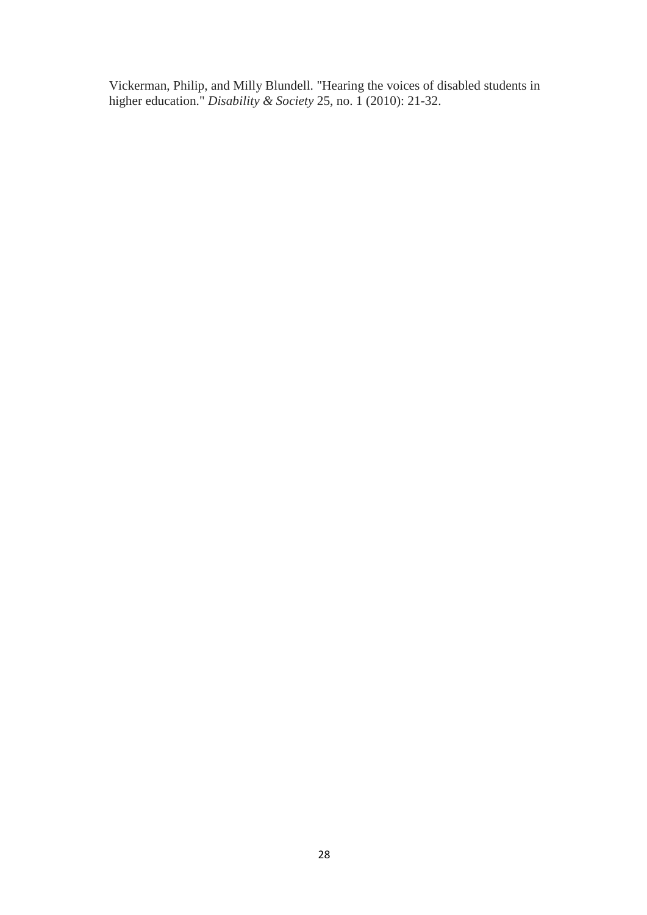Vickerman, Philip, and Milly Blundell. "Hearing the voices of disabled students in higher education." *Disability & Society* 25, no. 1 (2010): 21-32.